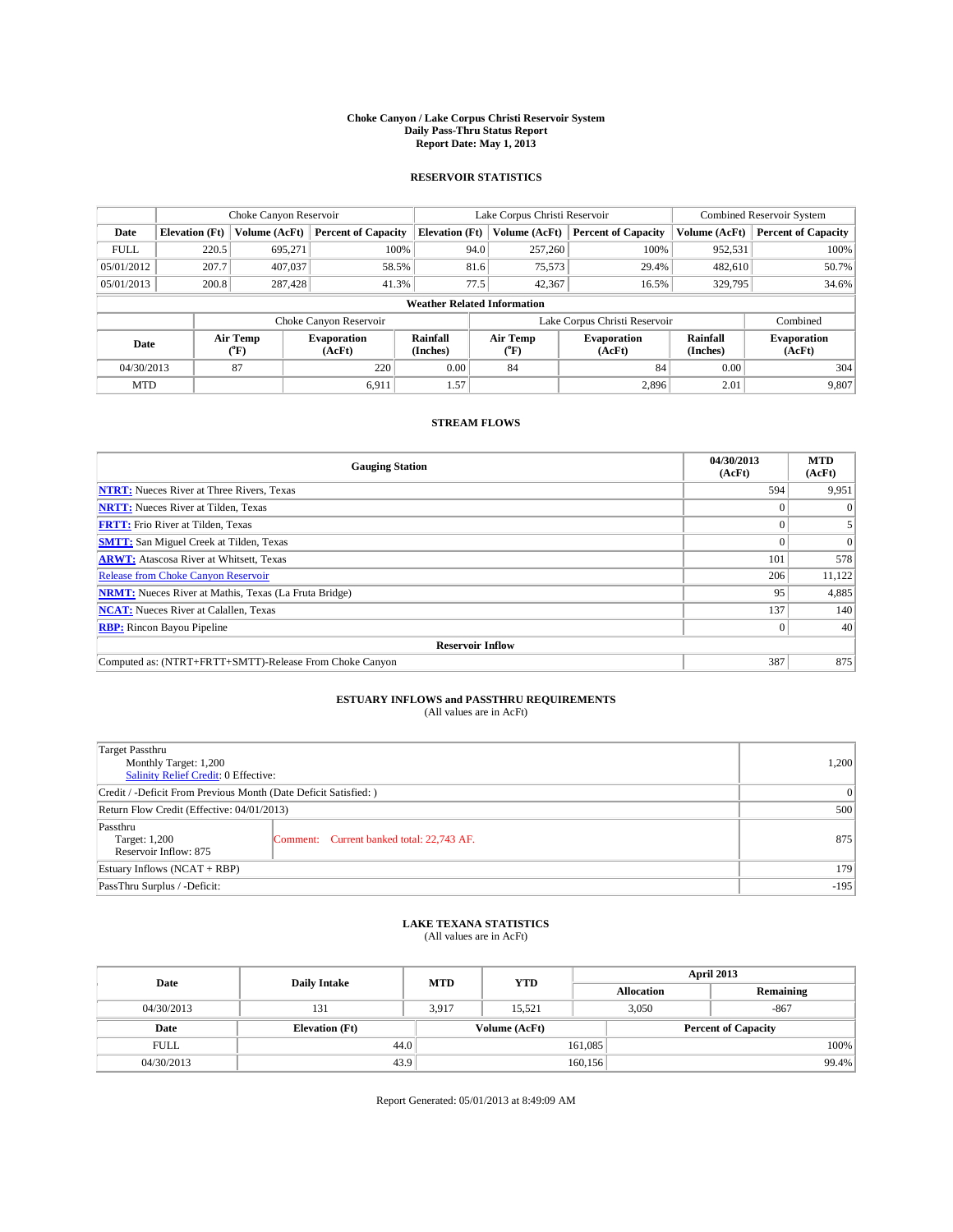# Choke Canyon / Lake Corpus Christi Reservoir System
## Daily Pass-Thru Status Report
### Report Date: May 1, 2013

## RESERVOIR STATISTICS

| | Choke Canyon Reservoir | | | Lake Corpus Christi Reservoir | | | Combined Reservoir System | |
|---|---|---|---|---|---|---|---|---|
| Date | Elevation (Ft) | Volume (AcFt) | Percent of Capacity | Elevation (Ft) | Volume (AcFt) | Percent of Capacity | Volume (AcFt) | Percent of Capacity |
| FULL | 220.5 | 695,271 | 100% | 94.0 | 257,260 | 100% | 952,531 | 100% |
| 05/01/2012 | 207.7 | 407,037 | 58.5% | 81.6 | 75,573 | 29.4% | 482,610 | 50.7% |
| 05/01/2013 | 200.8 | 287,428 | 41.3% | 77.5 | 42,367 | 16.5% | 329,795 | 34.6% |

**Weather Related Information**

| | Choke Canyon Reservoir | | | Lake Corpus Christi Reservoir | | | Combined |
|---|---|---|---|---|---|---|---|
| Date | Air Temp (°F) | Evaporation (AcFt) | Rainfall (Inches) | Air Temp (°F) | Evaporation (AcFt) | Rainfall (Inches) | Evaporation (AcFt) |
| 04/30/2013 | 87 | 220 | 0.00 | 84 | 84 | 0.00 | 304 |
| MTD | | 6,911 | 1.57 | | 2,896 | 2.01 | 9,807 |

## STREAM FLOWS

| Gauging Station | 04/30/2013 (AcFt) | MTD (AcFt) |
|---|---|---|
| **NTRT:** Nueces River at Three Rivers, Texas | 594 | 9,951 |
| **NRTT:** Nueces River at Tilden, Texas | 0 | 0 |
| **FRTT:** Frio River at Tilden, Texas | 0 | 5 |
| **SMTT:** San Miguel Creek at Tilden, Texas | 0 | 0 |
| **ARWT:** Atascosa River at Whitsett, Texas | 101 | 578 |
| Release from Choke Canyon Reservoir | 206 | 11,122 |
| **NRMT:** Nueces River at Mathis, Texas (La Fruta Bridge) | 95 | 4,885 |
| **NCAT:** Nueces River at Calallen, Texas | 137 | 140 |
| **RBP:** Rincon Bayou Pipeline | 0 | 40 |
| **Reservoir Inflow** | | |
| Computed as: (NTRT+FRTT+SMTT)-Release From Choke Canyon | 387 | 875 |

## ESTUARY INFLOWS and PASSTHRU REQUIREMENTS
(All values are in AcFt)

| | |
|---|---|
| Target Passthru<br>Monthly Target: 1,200<br>Salinity Relief Credit: 0 Effective: | 1,200 |
| Credit / -Deficit From Previous Month (Date Deficit Satisfied: ) | 0 |
| Return Flow Credit (Effective: 04/01/2013) | 500 |
| Passthru<br>Target: 1,200<br>Reservoir Inflow: 875 — Comment: Current banked total: 22,743 AF. | 875 |
| Estuary Inflows (NCAT + RBP) | 179 |
| PassThru Surplus / -Deficit: | -195 |

## LAKE TEXANA STATISTICS
(All values are in AcFt)

| Date | Daily Intake | MTD | YTD | April 2013 Allocation | April 2013 Remaining |
|---|---|---|---|---|---|
| 04/30/2013 | 131 | 3,917 | 15,521 | 3,050 | -867 |

| Date | Elevation (Ft) | Volume (AcFt) | Percent of Capacity |
|---|---|---|---|
| FULL | 44.0 | 161,085 | 100% |
| 04/30/2013 | 43.9 | 160,156 | 99.4% |

Report Generated: 05/01/2013 at 8:49:09 AM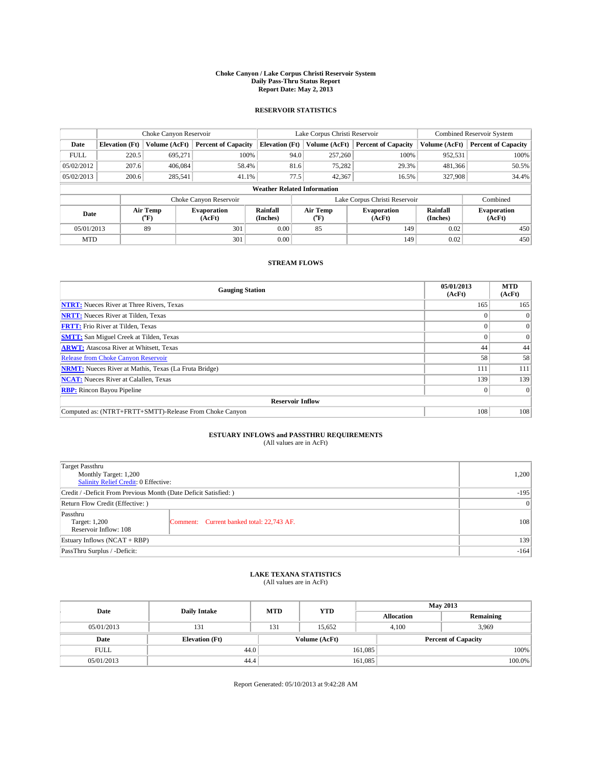**Choke Canyon / Lake Corpus Christi Reservoir System**
**Daily Pass-Thru Status Report**
**Report Date: May 2, 2013**

## RESERVOIR STATISTICS

| | Choke Canyon Reservoir | | | Lake Corpus Christi Reservoir | | | Combined Reservoir System | |
|---|---|---|---|---|---|---|---|---|
| **Date** | **Elevation (Ft)** | **Volume (AcFt)** | **Percent of Capacity** | **Elevation (Ft)** | **Volume (AcFt)** | **Percent of Capacity** | **Volume (AcFt)** | **Percent of Capacity** |
| FULL | 220.5 | 695,271 | 100% | 94.0 | 257,260 | 100% | 952,531 | 100% |
| 05/02/2012 | 207.6 | 406,084 | 58.4% | 81.6 | 75,282 | 29.3% | 481,366 | 50.5% |
| 05/02/2013 | 200.6 | 285,541 | 41.1% | 77.5 | 42,367 | 16.5% | 327,908 | 34.4% |

**Weather Related Information**

| | Choke Canyon Reservoir | | | Lake Corpus Christi Reservoir | | | Combined |
|---|---|---|---|---|---|---|---|
| **Date** | **Air Temp (°F)** | **Evaporation (AcFt)** | **Rainfall (Inches)** | **Air Temp (°F)** | **Evaporation (AcFt)** | **Rainfall (Inches)** | **Evaporation (AcFt)** |
| 05/01/2013 | 89 | 301 | 0.00 | 85 | 149 | 0.02 | 450 |
| MTD | | 301 | 0.00 | | 149 | 0.02 | 450 |

## STREAM FLOWS

| Gauging Station | 05/01/2013 (AcFt) | MTD (AcFt) |
|---|---|---|
| **NTRT:** Nueces River at Three Rivers, Texas | 165 | 165 |
| **NRTT:** Nueces River at Tilden, Texas | 0 | 0 |
| **FRTT:** Frio River at Tilden, Texas | 0 | 0 |
| **SMTT:** San Miguel Creek at Tilden, Texas | 0 | 0 |
| **ARWT:** Atascosa River at Whitsett, Texas | 44 | 44 |
| Release from Choke Canyon Reservoir | 58 | 58 |
| **NRMT:** Nueces River at Mathis, Texas (La Fruta Bridge) | 111 | 111 |
| **NCAT:** Nueces River at Calallen, Texas | 139 | 139 |
| **RBP:** Rincon Bayou Pipeline | 0 | 0 |
| **Reservoir Inflow** | | |
| Computed as: (NTRT+FRTT+SMTT)-Release From Choke Canyon | 108 | 108 |

## ESTUARY INFLOWS and PASSTHRU REQUIREMENTS
(All values are in AcFt)

| | | |
|---|---|---|
| Target Passthru<br>Monthly Target: 1,200<br>Salinity Relief Credit: 0 Effective: | | 1,200 |
| Credit / -Deficit From Previous Month (Date Deficit Satisfied: ) | | -195 |
| Return Flow Credit (Effective: ) | | 0 |
| Passthru<br>Target: 1,200<br>Reservoir Inflow: 108 | Comment: Current banked total: 22,743 AF. | 108 |
| Estuary Inflows (NCAT + RBP) | | 139 |
| PassThru Surplus / -Deficit: | | -164 |

## LAKE TEXANA STATISTICS
(All values are in AcFt)

| Date | Daily Intake | MTD | YTD | May 2013 Allocation | May 2013 Remaining |
|---|---|---|---|---|---|
| 05/01/2013 | 131 | 131 | 15,652 | 4,100 | 3,969 |

| Date | Elevation (Ft) | Volume (AcFt) | Percent of Capacity |
|---|---|---|---|
| FULL | 44.0 | 161,085 | 100% |
| 05/01/2013 | 44.4 | 161,085 | 100.0% |

Report Generated: 05/10/2013 at 9:42:28 AM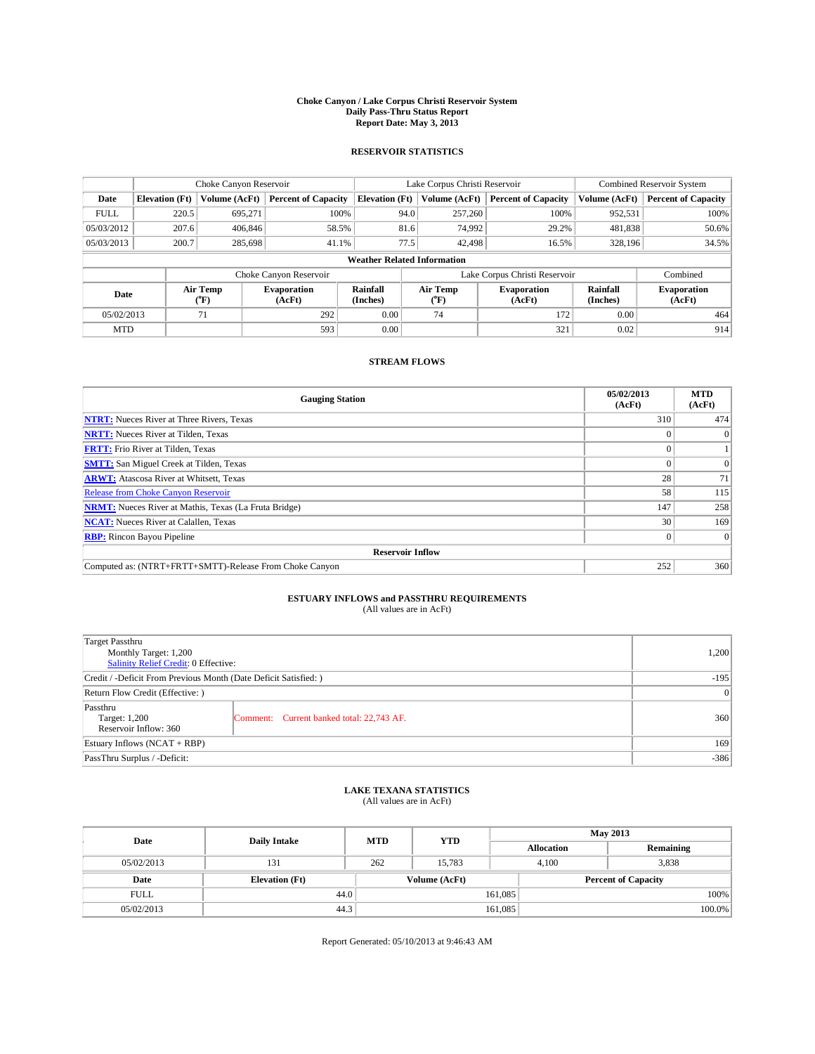# Choke Canyon / Lake Corpus Christi Reservoir System
## Daily Pass-Thru Status Report
### Report Date: May 3, 2013

## RESERVOIR STATISTICS

| | Choke Canyon Reservoir | | | Lake Corpus Christi Reservoir | | | Combined Reservoir System | |
|---|---|---|---|---|---|---|---|---|
| Date | Elevation (Ft) | Volume (AcFt) | Percent of Capacity | Elevation (Ft) | Volume (AcFt) | Percent of Capacity | Volume (AcFt) | Percent of Capacity |
| FULL | 220.5 | 695,271 | 100% | 94.0 | 257,260 | 100% | 952,531 | 100% |
| 05/03/2012 | 207.6 | 406,846 | 58.5% | 81.6 | 74,992 | 29.2% | 481,838 | 50.6% |
| 05/03/2013 | 200.7 | 285,698 | 41.1% | 77.5 | 42,498 | 16.5% | 328,196 | 34.5% |

**Weather Related Information**

| | Choke Canyon Reservoir | | | Lake Corpus Christi Reservoir | | | Combined |
|---|---|---|---|---|---|---|---|
| Date | Air Temp (℉) | Evaporation (AcFt) | Rainfall (Inches) | Air Temp (℉) | Evaporation (AcFt) | Rainfall (Inches) | Evaporation (AcFt) |
| 05/02/2013 | 71 | 292 | 0.00 | 74 | 172 | 0.00 | 464 |
| MTD | | 593 | 0.00 | | 321 | 0.02 | 914 |

## STREAM FLOWS

| Gauging Station | 05/02/2013 (AcFt) | MTD (AcFt) |
|---|---|---|
| NTRT: Nueces River at Three Rivers, Texas | 310 | 474 |
| NRTT: Nueces River at Tilden, Texas | 0 | 0 |
| FRTT: Frio River at Tilden, Texas | 0 | 1 |
| SMTT: San Miguel Creek at Tilden, Texas | 0 | 0 |
| ARWT: Atascosa River at Whitsett, Texas | 28 | 71 |
| Release from Choke Canyon Reservoir | 58 | 115 |
| NRMT: Nueces River at Mathis, Texas (La Fruta Bridge) | 147 | 258 |
| NCAT: Nueces River at Calallen, Texas | 30 | 169 |
| RBP: Rincon Bayou Pipeline | 0 | 0 |
| **Reservoir Inflow** | | |
| Computed as: (NTRT+FRTT+SMTT)-Release From Choke Canyon | 252 | 360 |

## ESTUARY INFLOWS and PASSTHRU REQUIREMENTS
(All values are in AcFt)

| | | |
|---|---|---|
| Target Passthru<br>Monthly Target: 1,200<br>Salinity Relief Credit: 0 Effective: | | 1,200 |
| Credit / -Deficit From Previous Month (Date Deficit Satisfied: ) | | -195 |
| Return Flow Credit (Effective: ) | | 0 |
| Passthru<br>Target: 1,200<br>Reservoir Inflow: 360 | Comment: Current banked total: 22,743 AF. | 360 |
| Estuary Inflows (NCAT + RBP) | | 169 |
| PassThru Surplus / -Deficit: | | -386 |

## LAKE TEXANA STATISTICS
(All values are in AcFt)

| Date | Daily Intake | MTD | YTD | May 2013 Allocation | May 2013 Remaining |
|---|---|---|---|---|---|
| 05/02/2013 | 131 | 262 | 15,783 | 4,100 | 3,838 |

| Date | Elevation (Ft) | Volume (AcFt) | Percent of Capacity |
|---|---|---|---|
| FULL | 44.0 | 161,085 | 100% |
| 05/02/2013 | 44.3 | 161,085 | 100.0% |

Report Generated: 05/10/2013 at 9:46:43 AM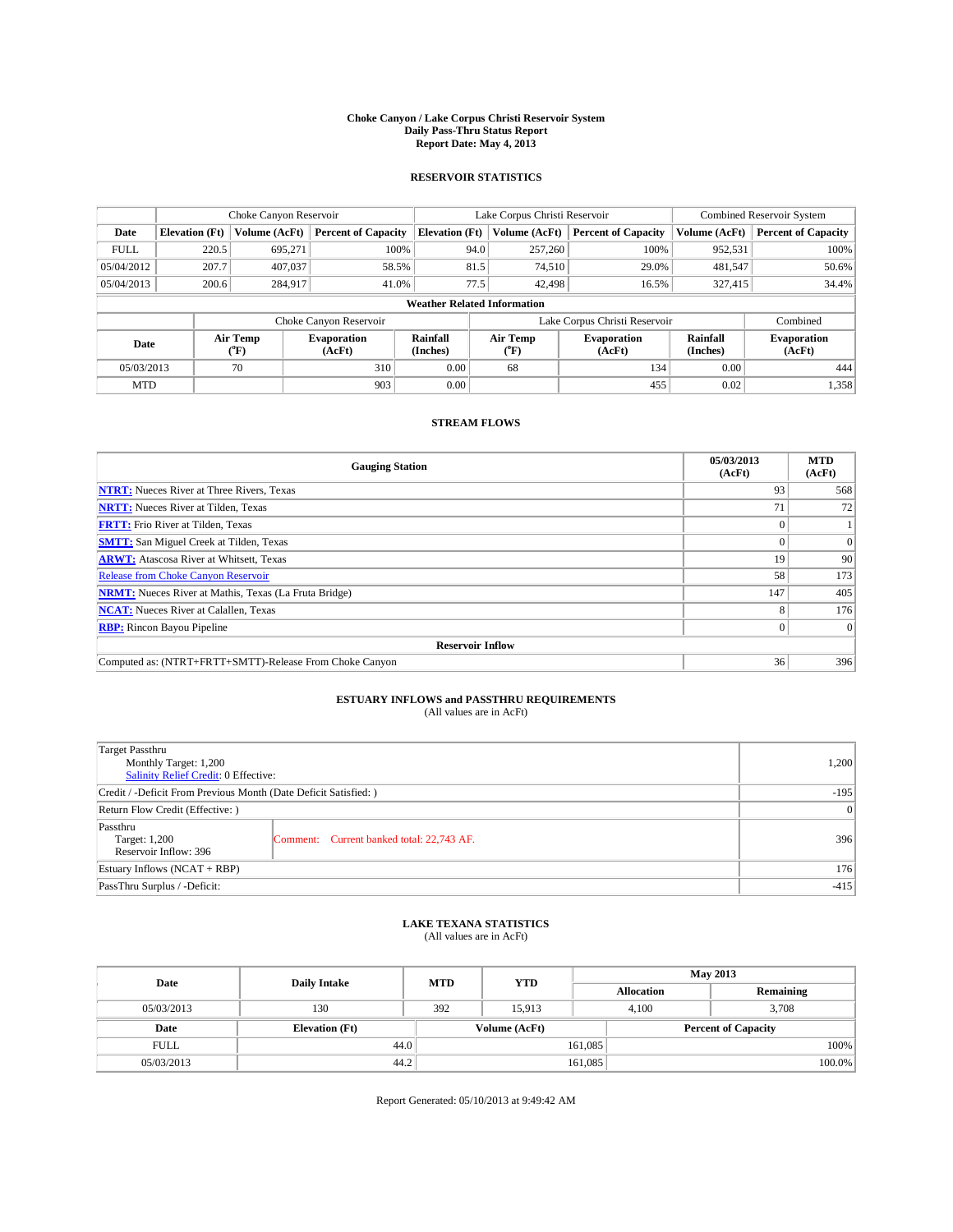# Choke Canyon / Lake Corpus Christi Reservoir System
## Daily Pass-Thru Status Report
### Report Date: May 4, 2013

## RESERVOIR STATISTICS

| | Choke Canyon Reservoir | | | Lake Corpus Christi Reservoir | | | Combined Reservoir System | |
|---|---|---|---|---|---|---|---|---|
| Date | Elevation (Ft) | Volume (AcFt) | Percent of Capacity | Elevation (Ft) | Volume (AcFt) | Percent of Capacity | Volume (AcFt) | Percent of Capacity |
| FULL | 220.5 | 695,271 | 100% | 94.0 | 257,260 | 100% | 952,531 | 100% |
| 05/04/2012 | 207.7 | 407,037 | 58.5% | 81.5 | 74,510 | 29.0% | 481,547 | 50.6% |
| 05/04/2013 | 200.6 | 284,917 | 41.0% | 77.5 | 42,498 | 16.5% | 327,415 | 34.4% |

**Weather Related Information**

| | Choke Canyon Reservoir | | | Lake Corpus Christi Reservoir | | | Combined |
|---|---|---|---|---|---|---|---|
| Date | Air Temp (°F) | Evaporation (AcFt) | Rainfall (Inches) | Air Temp (°F) | Evaporation (AcFt) | Rainfall (Inches) | Evaporation (AcFt) |
| 05/03/2013 | 70 | 310 | 0.00 | 68 | 134 | 0.00 | 444 |
| MTD | | 903 | 0.00 | | 455 | 0.02 | 1,358 |

## STREAM FLOWS

| Gauging Station | 05/03/2013 (AcFt) | MTD (AcFt) |
|---|---|---|
| **NTRT:** Nueces River at Three Rivers, Texas | 93 | 568 |
| **NRTT:** Nueces River at Tilden, Texas | 71 | 72 |
| **FRTT:** Frio River at Tilden, Texas | 0 | 1 |
| **SMTT:** San Miguel Creek at Tilden, Texas | 0 | 0 |
| **ARWT:** Atascosa River at Whitsett, Texas | 19 | 90 |
| Release from Choke Canyon Reservoir | 58 | 173 |
| **NRMT:** Nueces River at Mathis, Texas (La Fruta Bridge) | 147 | 405 |
| **NCAT:** Nueces River at Calallen, Texas | 8 | 176 |
| **RBP:** Rincon Bayou Pipeline | 0 | 0 |
| **Reservoir Inflow** | | |
| Computed as: (NTRT+FRTT+SMTT)-Release From Choke Canyon | 36 | 396 |

## ESTUARY INFLOWS and PASSTHRU REQUIREMENTS
(All values are in AcFt)

| | | |
|---|---|---|
| Target Passthru<br>Monthly Target: 1,200<br>Salinity Relief Credit: 0 Effective: | | 1,200 |
| Credit / -Deficit From Previous Month (Date Deficit Satisfied: ) | | -195 |
| Return Flow Credit (Effective: ) | | 0 |
| Passthru<br>Target: 1,200<br>Reservoir Inflow: 396 | Comment: Current banked total: 22,743 AF. | 396 |
| Estuary Inflows (NCAT + RBP) | | 176 |
| PassThru Surplus / -Deficit: | | -415 |

## LAKE TEXANA STATISTICS
(All values are in AcFt)

| Date | Daily Intake | MTD | YTD | May 2013 Allocation | May 2013 Remaining |
|---|---|---|---|---|---|
| 05/03/2013 | 130 | 392 | 15,913 | 4,100 | 3,708 |

| Date | Elevation (Ft) | Volume (AcFt) | Percent of Capacity |
|---|---|---|---|
| FULL | 44.0 | 161,085 | 100% |
| 05/03/2013 | 44.2 | 161,085 | 100.0% |

Report Generated: 05/10/2013 at 9:49:42 AM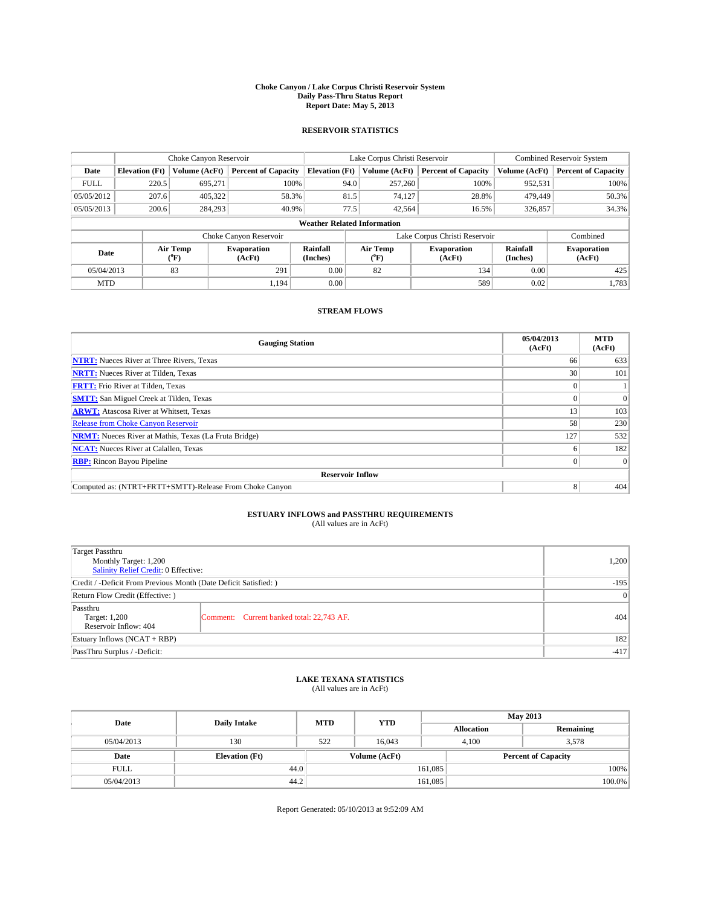# Choke Canyon / Lake Corpus Christi Reservoir System
## Daily Pass-Thru Status Report
## Report Date: May 5, 2013

### RESERVOIR STATISTICS

| | Choke Canyon Reservoir | | | Lake Corpus Christi Reservoir | | | Combined Reservoir System | |
|---|---|---|---|---|---|---|---|---|
| Date | Elevation (Ft) | Volume (AcFt) | Percent of Capacity | Elevation (Ft) | Volume (AcFt) | Percent of Capacity | Volume (AcFt) | Percent of Capacity |
| FULL | 220.5 | 695,271 | 100% | 94.0 | 257,260 | 100% | 952,531 | 100% |
| 05/05/2012 | 207.6 | 405,322 | 58.3% | 81.5 | 74,127 | 28.8% | 479,449 | 50.3% |
| 05/05/2013 | 200.6 | 284,293 | 40.9% | 77.5 | 42,564 | 16.5% | 326,857 | 34.3% |

**Weather Related Information**

| | Choke Canyon Reservoir | | | Lake Corpus Christi Reservoir | | | Combined |
|---|---|---|---|---|---|---|---|
| Date | Air Temp (°F) | Evaporation (AcFt) | Rainfall (Inches) | Air Temp (°F) | Evaporation (AcFt) | Rainfall (Inches) | Evaporation (AcFt) |
| 05/04/2013 | 83 | 291 | 0.00 | 82 | 134 | 0.00 | 425 |
| MTD | | 1,194 | 0.00 | | 589 | 0.02 | 1,783 |

### STREAM FLOWS

| Gauging Station | 05/04/2013 (AcFt) | MTD (AcFt) |
|---|---|---|
| NTRT: Nueces River at Three Rivers, Texas | 66 | 633 |
| NRTT: Nueces River at Tilden, Texas | 30 | 101 |
| FRTT: Frio River at Tilden, Texas | 0 | 1 |
| SMTT: San Miguel Creek at Tilden, Texas | 0 | 0 |
| ARWT: Atascosa River at Whitsett, Texas | 13 | 103 |
| Release from Choke Canyon Reservoir | 58 | 230 |
| NRMT: Nueces River at Mathis, Texas (La Fruta Bridge) | 127 | 532 |
| NCAT: Nueces River at Calallen, Texas | 6 | 182 |
| RBP: Rincon Bayou Pipeline | 0 | 0 |
| **Reservoir Inflow** | | |
| Computed as: (NTRT+FRTT+SMTT)-Release From Choke Canyon | 8 | 404 |

### ESTUARY INFLOWS and PASSTHRU REQUIREMENTS
(All values are in AcFt)

| | | |
|---|---|---|
| Target Passthru<br>Monthly Target: 1,200<br>Salinity Relief Credit: 0 Effective: | | 1,200 |
| Credit / -Deficit From Previous Month (Date Deficit Satisfied: ) | | -195 |
| Return Flow Credit (Effective: ) | | 0 |
| Passthru<br>Target: 1,200<br>Reservoir Inflow: 404 | Comment: Current banked total: 22,743 AF. | 404 |
| Estuary Inflows (NCAT + RBP) | | 182 |
| PassThru Surplus / -Deficit: | | -417 |

### LAKE TEXANA STATISTICS
(All values are in AcFt)

| Date | Daily Intake | MTD | YTD | May 2013 Allocation | May 2013 Remaining |
|---|---|---|---|---|---|
| 05/04/2013 | 130 | 522 | 16,043 | 4,100 | 3,578 |

| Date | Elevation (Ft) | Volume (AcFt) | Percent of Capacity |
|---|---|---|---|
| FULL | 44.0 | 161,085 | 100% |
| 05/04/2013 | 44.2 | 161,085 | 100.0% |

Report Generated: 05/10/2013 at 9:52:09 AM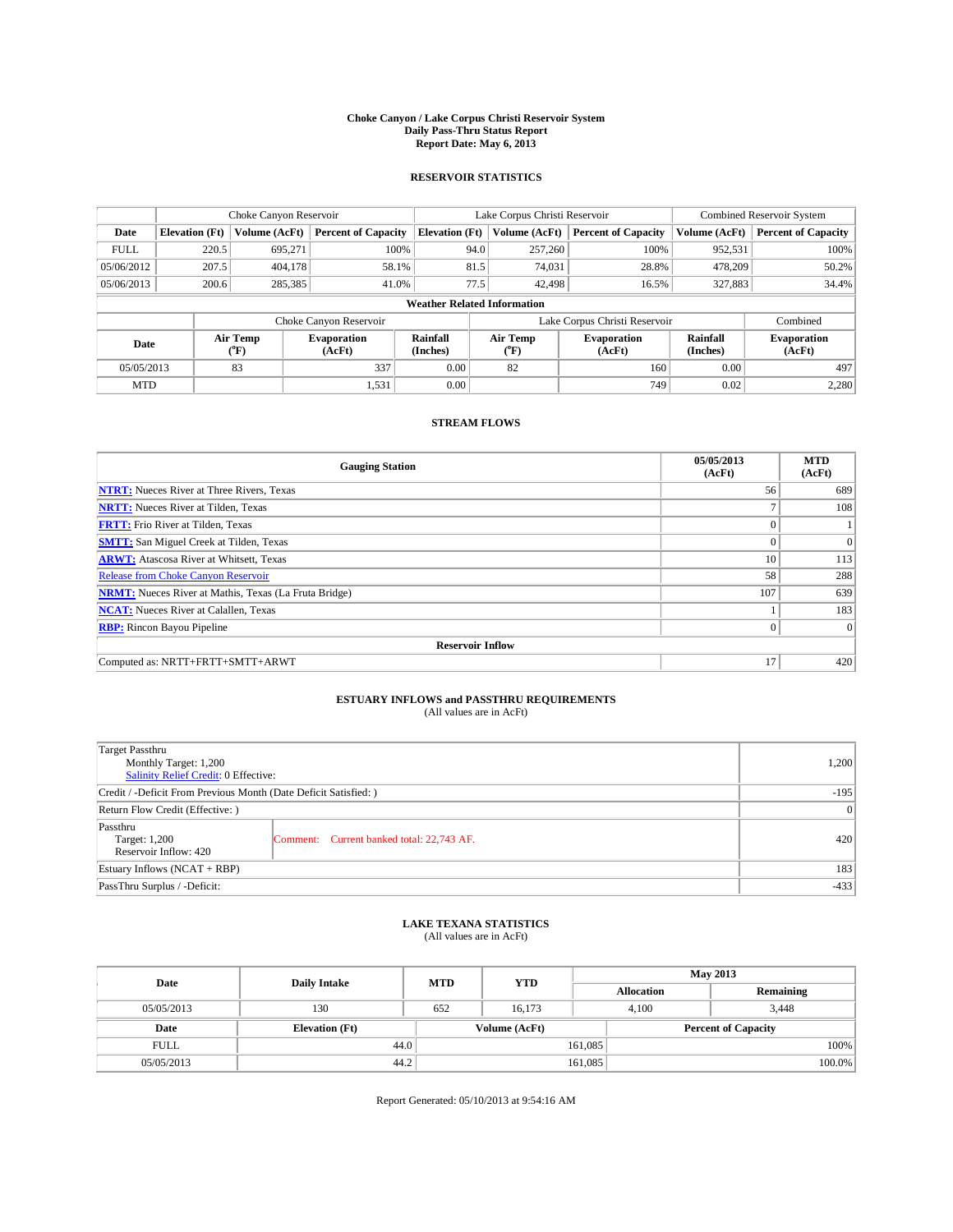# Choke Canyon / Lake Corpus Christi Reservoir System
## Daily Pass-Thru Status Report
### Report Date: May 6, 2013

## RESERVOIR STATISTICS

| | Choke Canyon Reservoir | | | Lake Corpus Christi Reservoir | | | Combined Reservoir System | |
|---|---|---|---|---|---|---|---|---|
| Date | Elevation (Ft) | Volume (AcFt) | Percent of Capacity | Elevation (Ft) | Volume (AcFt) | Percent of Capacity | Volume (AcFt) | Percent of Capacity |
| FULL | 220.5 | 695,271 | 100% | 94.0 | 257,260 | 100% | 952,531 | 100% |
| 05/06/2012 | 207.5 | 404,178 | 58.1% | 81.5 | 74,031 | 28.8% | 478,209 | 50.2% |
| 05/06/2013 | 200.6 | 285,385 | 41.0% | 77.5 | 42,498 | 16.5% | 327,883 | 34.4% |

**Weather Related Information**

| | Choke Canyon Reservoir | | | Lake Corpus Christi Reservoir | | | Combined |
|---|---|---|---|---|---|---|---|
| Date | Air Temp (°F) | Evaporation (AcFt) | Rainfall (Inches) | Air Temp (°F) | Evaporation (AcFt) | Rainfall (Inches) | Evaporation (AcFt) |
| 05/05/2013 | 83 | 337 | 0.00 | 82 | 160 | 0.00 | 497 |
| MTD | | 1,531 | 0.00 | | 749 | 0.02 | 2,280 |

## STREAM FLOWS

| Gauging Station | 05/05/2013 (AcFt) | MTD (AcFt) |
|---|---|---|
| **NTRT:** Nueces River at Three Rivers, Texas | 56 | 689 |
| **NRTT:** Nueces River at Tilden, Texas | 7 | 108 |
| **FRTT:** Frio River at Tilden, Texas | 0 | 1 |
| **SMTT:** San Miguel Creek at Tilden, Texas | 0 | 0 |
| **ARWT:** Atascosa River at Whitsett, Texas | 10 | 113 |
| Release from Choke Canyon Reservoir | 58 | 288 |
| **NRMT:** Nueces River at Mathis, Texas (La Fruta Bridge) | 107 | 639 |
| **NCAT:** Nueces River at Calallen, Texas | 1 | 183 |
| **RBP:** Rincon Bayou Pipeline | 0 | 0 |
| **Reservoir Inflow** | | |
| Computed as: NRTT+FRTT+SMTT+ARWT | 17 | 420 |

## ESTUARY INFLOWS and PASSTHRU REQUIREMENTS
(All values are in AcFt)

| | | |
|---|---|---|
| Target Passthru<br>Monthly Target: 1,200<br>Salinity Relief Credit: 0 Effective: | | 1,200 |
| Credit / -Deficit From Previous Month (Date Deficit Satisfied: ) | | -195 |
| Return Flow Credit (Effective: ) | | 0 |
| Passthru<br>Target: 1,200<br>Reservoir Inflow: 420 | Comment: Current banked total: 22,743 AF. | 420 |
| Estuary Inflows (NCAT + RBP) | | 183 |
| PassThru Surplus / -Deficit: | | -433 |

## LAKE TEXANA STATISTICS
(All values are in AcFt)

| Date | Daily Intake | MTD | YTD | May 2013 Allocation | May 2013 Remaining |
|---|---|---|---|---|---|
| 05/05/2013 | 130 | 652 | 16,173 | 4,100 | 3,448 |

| Date | Elevation (Ft) | Volume (AcFt) | Percent of Capacity |
|---|---|---|---|
| FULL | 44.0 | 161,085 | 100% |
| 05/05/2013 | 44.2 | 161,085 | 100.0% |

Report Generated: 05/10/2013 at 9:54:16 AM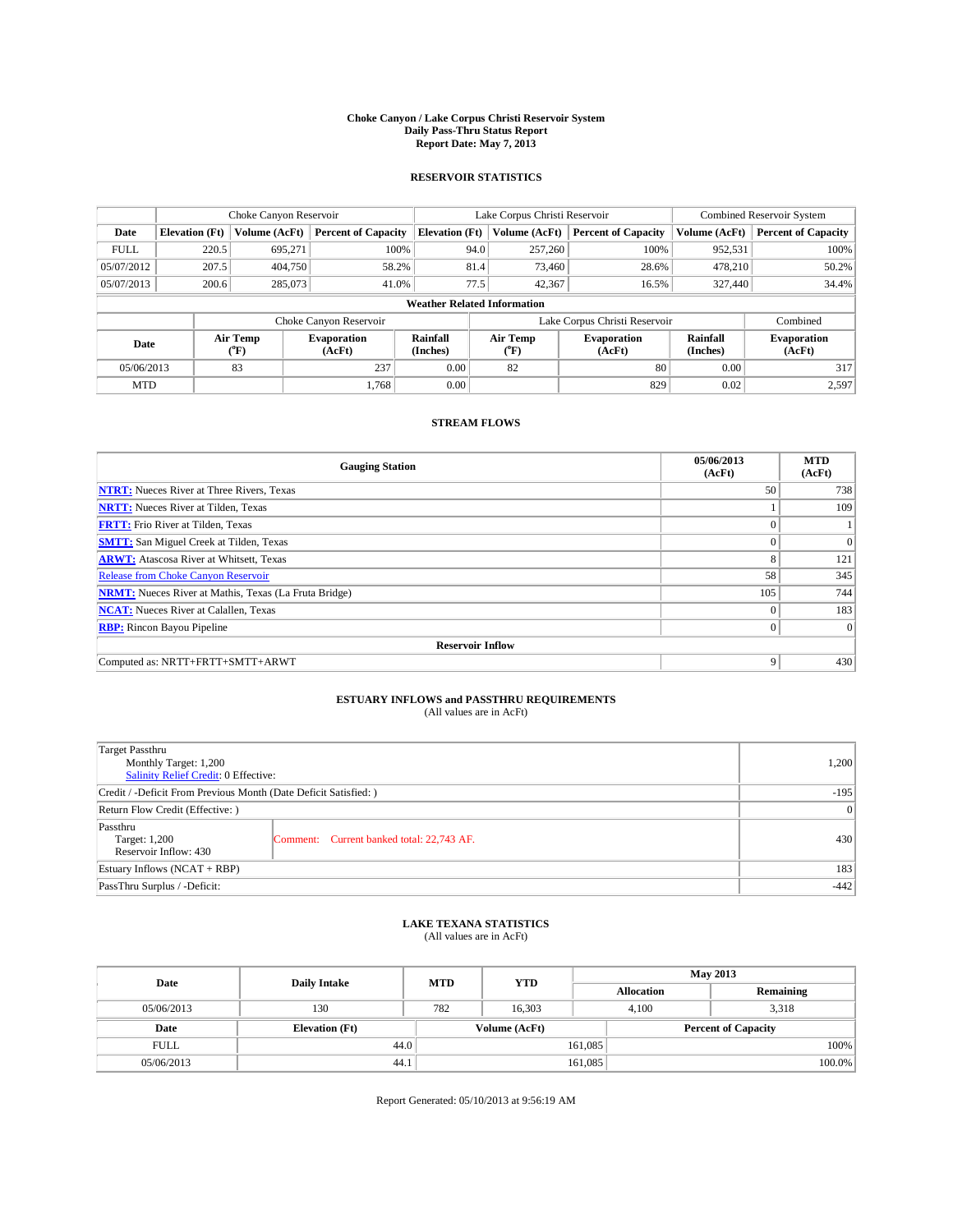# Choke Canyon / Lake Corpus Christi Reservoir System
## Daily Pass-Thru Status Report
### Report Date: May 7, 2013

## RESERVOIR STATISTICS

| | Choke Canyon Reservoir | | | Lake Corpus Christi Reservoir | | | Combined Reservoir System | |
|---|---|---|---|---|---|---|---|---|
| Date | Elevation (Ft) | Volume (AcFt) | Percent of Capacity | Elevation (Ft) | Volume (AcFt) | Percent of Capacity | Volume (AcFt) | Percent of Capacity |
| FULL | 220.5 | 695,271 | 100% | 94.0 | 257,260 | 100% | 952,531 | 100% |
| 05/07/2012 | 207.5 | 404,750 | 58.2% | 81.4 | 73,460 | 28.6% | 478,210 | 50.2% |
| 05/07/2013 | 200.6 | 285,073 | 41.0% | 77.5 | 42,367 | 16.5% | 327,440 | 34.4% |

**Weather Related Information**

| | Choke Canyon Reservoir | | | Lake Corpus Christi Reservoir | | | Combined |
|---|---|---|---|---|---|---|---|
| Date | Air Temp (°F) | Evaporation (AcFt) | Rainfall (Inches) | Air Temp (°F) | Evaporation (AcFt) | Rainfall (Inches) | Evaporation (AcFt) |
| 05/06/2013 | 83 | 237 | 0.00 | 82 | 80 | 0.00 | 317 |
| MTD | | 1,768 | 0.00 | | 829 | 0.02 | 2,597 |

## STREAM FLOWS

| Gauging Station | 05/06/2013 (AcFt) | MTD (AcFt) |
|---|---|---|
| NTRT: Nueces River at Three Rivers, Texas | 50 | 738 |
| NRTT: Nueces River at Tilden, Texas | 1 | 109 |
| FRTT: Frio River at Tilden, Texas | 0 | 1 |
| SMTT: San Miguel Creek at Tilden, Texas | 0 | 0 |
| ARWT: Atascosa River at Whitsett, Texas | 8 | 121 |
| Release from Choke Canyon Reservoir | 58 | 345 |
| NRMT: Nueces River at Mathis, Texas (La Fruta Bridge) | 105 | 744 |
| NCAT: Nueces River at Calallen, Texas | 0 | 183 |
| RBP: Rincon Bayou Pipeline | 0 | 0 |
| **Reservoir Inflow** | | |
| Computed as: NRTT+FRTT+SMTT+ARWT | 9 | 430 |

## ESTUARY INFLOWS and PASSTHRU REQUIREMENTS
(All values are in AcFt)

| | | |
|---|---|---|
| Target Passthru<br>Monthly Target: 1,200<br>Salinity Relief Credit: 0 Effective: | | 1,200 |
| Credit / -Deficit From Previous Month (Date Deficit Satisfied: ) | | -195 |
| Return Flow Credit (Effective: ) | | 0 |
| Passthru<br>Target: 1,200<br>Reservoir Inflow: 430 | Comment: Current banked total: 22,743 AF. | 430 |
| Estuary Inflows (NCAT + RBP) | | 183 |
| PassThru Surplus / -Deficit: | | -442 |

## LAKE TEXANA STATISTICS
(All values are in AcFt)

| Date | Daily Intake | MTD | YTD | May 2013 Allocation | May 2013 Remaining |
|---|---|---|---|---|---|
| 05/06/2013 | 130 | 782 | 16,303 | 4,100 | 3,318 |

| Date | Elevation (Ft) | Volume (AcFt) | Percent of Capacity |
|---|---|---|---|
| FULL | 44.0 | 161,085 | 100% |
| 05/06/2013 | 44.1 | 161,085 | 100.0% |

Report Generated: 05/10/2013 at 9:56:19 AM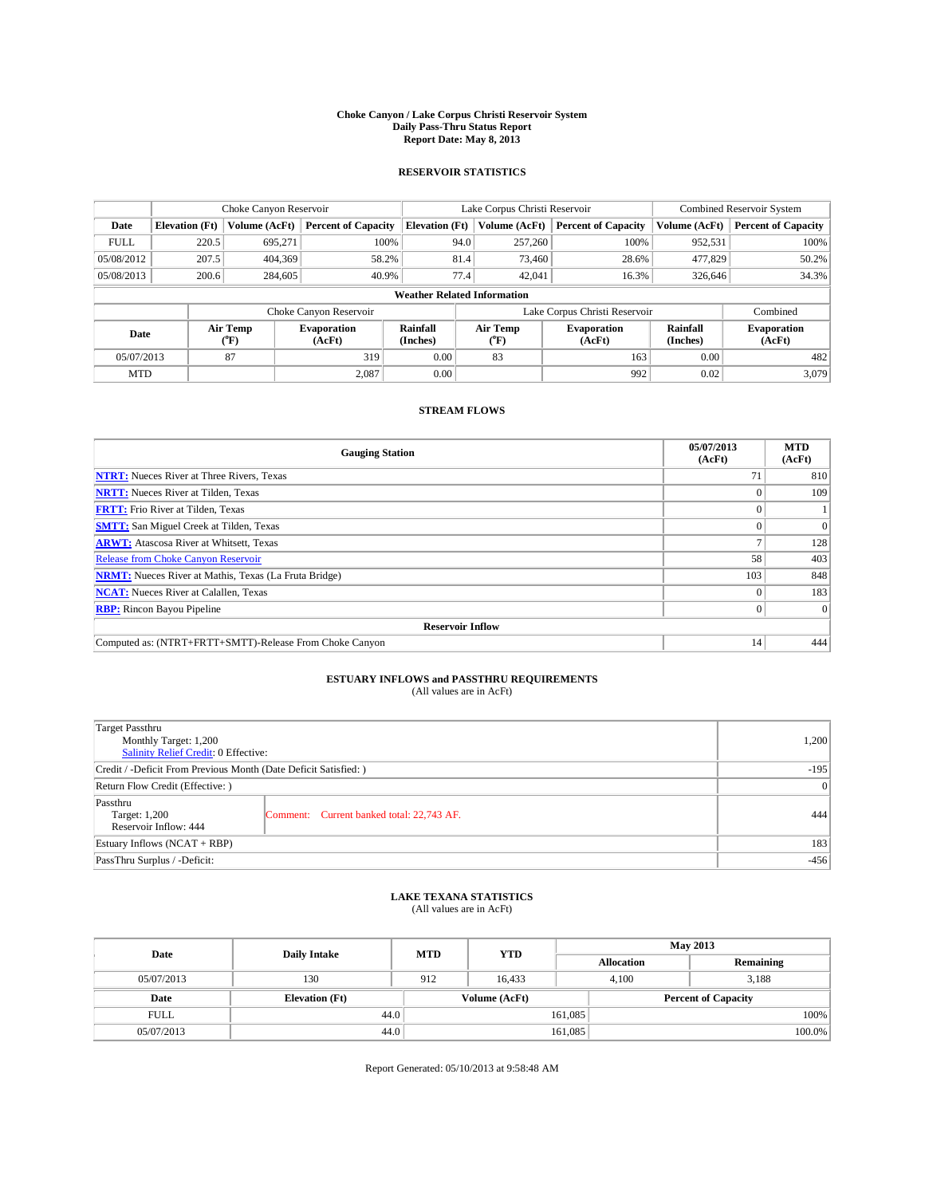# Choke Canyon / Lake Corpus Christi Reservoir System
## Daily Pass-Thru Status Report
### Report Date: May 8, 2013

## RESERVOIR STATISTICS

| | Choke Canyon Reservoir | | | Lake Corpus Christi Reservoir | | | Combined Reservoir System | |
|---|---|---|---|---|---|---|---|---|
| Date | Elevation (Ft) | Volume (AcFt) | Percent of Capacity | Elevation (Ft) | Volume (AcFt) | Percent of Capacity | Volume (AcFt) | Percent of Capacity |
| FULL | 220.5 | 695,271 | 100% | 94.0 | 257,260 | 100% | 952,531 | 100% |
| 05/08/2012 | 207.5 | 404,369 | 58.2% | 81.4 | 73,460 | 28.6% | 477,829 | 50.2% |
| 05/08/2013 | 200.6 | 284,605 | 40.9% | 77.4 | 42,041 | 16.3% | 326,646 | 34.3% |

**Weather Related Information**

| | Choke Canyon Reservoir | | | Lake Corpus Christi Reservoir | | | Combined |
|---|---|---|---|---|---|---|---|
| Date | Air Temp (°F) | Evaporation (AcFt) | Rainfall (Inches) | Air Temp (°F) | Evaporation (AcFt) | Rainfall (Inches) | Evaporation (AcFt) |
| 05/07/2013 | 87 | 319 | 0.00 | 83 | 163 | 0.00 | 482 |
| MTD | | 2,087 | 0.00 | | 992 | 0.02 | 3,079 |

## STREAM FLOWS

| Gauging Station | 05/07/2013 (AcFt) | MTD (AcFt) |
|---|---|---|
| NTRT: Nueces River at Three Rivers, Texas | 71 | 810 |
| NRTT: Nueces River at Tilden, Texas | 0 | 109 |
| FRTT: Frio River at Tilden, Texas | 0 | 1 |
| SMTT: San Miguel Creek at Tilden, Texas | 0 | 0 |
| ARWT: Atascosa River at Whitsett, Texas | 7 | 128 |
| Release from Choke Canyon Reservoir | 58 | 403 |
| NRMT: Nueces River at Mathis, Texas (La Fruta Bridge) | 103 | 848 |
| NCAT: Nueces River at Calallen, Texas | 0 | 183 |
| RBP: Rincon Bayou Pipeline | 0 | 0 |
| **Reservoir Inflow** | | |
| Computed as: (NTRT+FRTT+SMTT)-Release From Choke Canyon | 14 | 444 |

## ESTUARY INFLOWS and PASSTHRU REQUIREMENTS
(All values are in AcFt)

| | | |
|---|---|---|
| Target Passthru<br>Monthly Target: 1,200<br>Salinity Relief Credit: 0 Effective: | | 1,200 |
| Credit / -Deficit From Previous Month (Date Deficit Satisfied: ) | | -195 |
| Return Flow Credit (Effective: ) | | 0 |
| Passthru<br>Target: 1,200<br>Reservoir Inflow: 444 | Comment: Current banked total: 22,743 AF. | 444 |
| Estuary Inflows (NCAT + RBP) | | 183 |
| PassThru Surplus / -Deficit: | | -456 |

## LAKE TEXANA STATISTICS
(All values are in AcFt)

| Date | Daily Intake | MTD | YTD | May 2013 Allocation | May 2013 Remaining |
|---|---|---|---|---|---|
| 05/07/2013 | 130 | 912 | 16,433 | 4,100 | 3,188 |

| Date | Elevation (Ft) | Volume (AcFt) | Percent of Capacity |
|---|---|---|---|
| FULL | 44.0 | 161,085 | 100% |
| 05/07/2013 | 44.0 | 161,085 | 100.0% |

Report Generated: 05/10/2013 at 9:58:48 AM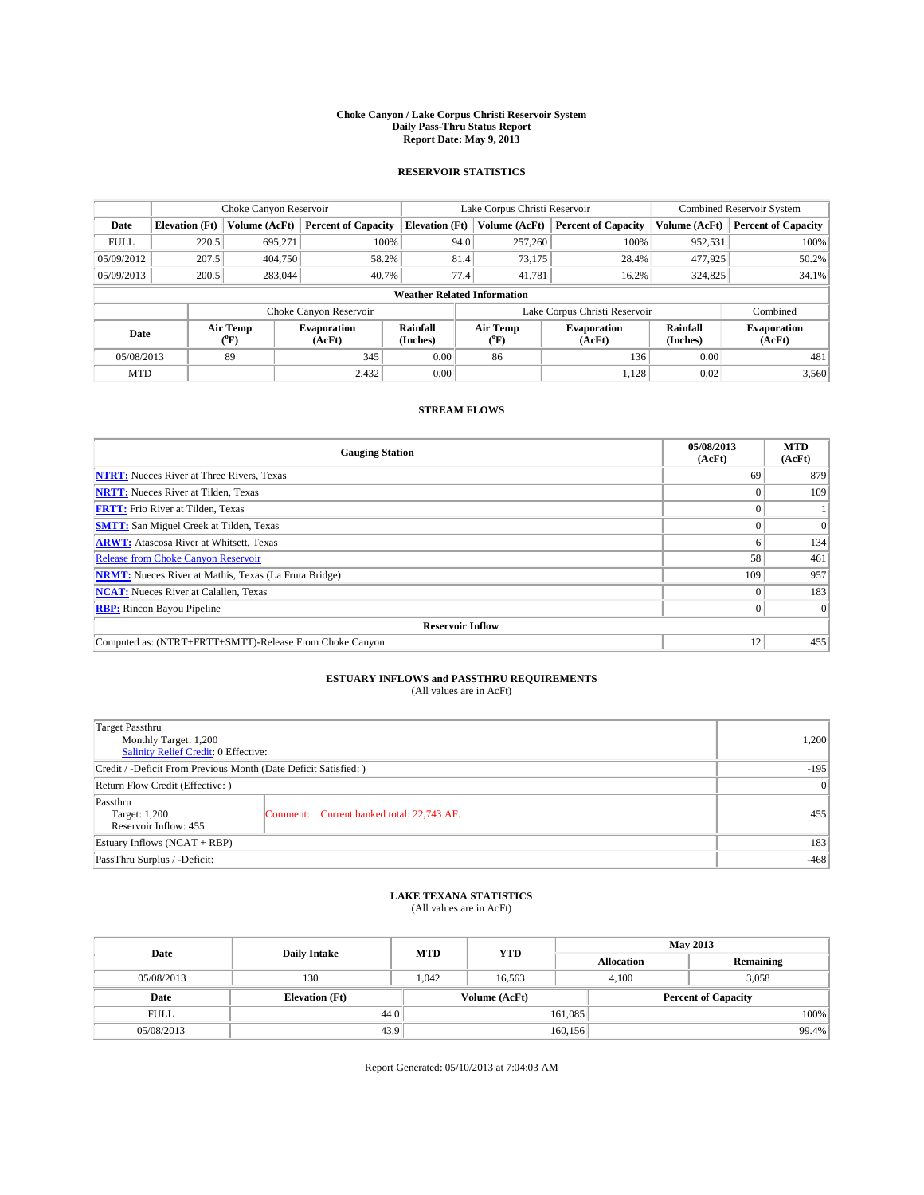# Choke Canyon / Lake Corpus Christi Reservoir System
## Daily Pass-Thru Status Report
## Report Date: May 9, 2013

## RESERVOIR STATISTICS

| | Choke Canyon Reservoir | | | Lake Corpus Christi Reservoir | | | Combined Reservoir System | |
|---|---|---|---|---|---|---|---|---|
| Date | Elevation (Ft) | Volume (AcFt) | Percent of Capacity | Elevation (Ft) | Volume (AcFt) | Percent of Capacity | Volume (AcFt) | Percent of Capacity |
| FULL | 220.5 | 695,271 | 100% | 94.0 | 257,260 | 100% | 952,531 | 100% |
| 05/09/2012 | 207.5 | 404,750 | 58.2% | 81.4 | 73,175 | 28.4% | 477,925 | 50.2% |
| 05/09/2013 | 200.5 | 283,044 | 40.7% | 77.4 | 41,781 | 16.2% | 324,825 | 34.1% |

**Weather Related Information**

| | Choke Canyon Reservoir | | | Lake Corpus Christi Reservoir | | | Combined |
|---|---|---|---|---|---|---|---|
| Date | Air Temp (°F) | Evaporation (AcFt) | Rainfall (Inches) | Air Temp (°F) | Evaporation (AcFt) | Rainfall (Inches) | Evaporation (AcFt) |
| 05/08/2013 | 89 | 345 | 0.00 | 86 | 136 | 0.00 | 481 |
| MTD | | 2,432 | 0.00 | | 1,128 | 0.02 | 3,560 |

## STREAM FLOWS

| Gauging Station | 05/08/2013 (AcFt) | MTD (AcFt) |
|---|---|---|
| **NTRT:** Nueces River at Three Rivers, Texas | 69 | 879 |
| **NRTT:** Nueces River at Tilden, Texas | 0 | 109 |
| **FRTT:** Frio River at Tilden, Texas | 0 | 1 |
| **SMTT:** San Miguel Creek at Tilden, Texas | 0 | 0 |
| **ARWT:** Atascosa River at Whitsett, Texas | 6 | 134 |
| Release from Choke Canyon Reservoir | 58 | 461 |
| **NRMT:** Nueces River at Mathis, Texas (La Fruta Bridge) | 109 | 957 |
| **NCAT:** Nueces River at Calallen, Texas | 0 | 183 |
| **RBP:** Rincon Bayou Pipeline | 0 | 0 |
| **Reservoir Inflow** | | |
| Computed as: (NTRT+FRTT+SMTT)-Release From Choke Canyon | 12 | 455 |

## ESTUARY INFLOWS and PASSTHRU REQUIREMENTS
(All values are in AcFt)

| | | |
|---|---|---|
| Target Passthru<br>Monthly Target: 1,200<br>Salinity Relief Credit: 0 Effective: | | 1,200 |
| Credit / -Deficit From Previous Month (Date Deficit Satisfied: ) | | -195 |
| Return Flow Credit (Effective: ) | | 0 |
| Passthru<br>Target: 1,200<br>Reservoir Inflow: 455 | Comment: Current banked total: 22,743 AF. | 455 |
| Estuary Inflows (NCAT + RBP) | | 183 |
| PassThru Surplus / -Deficit: | | -468 |

## LAKE TEXANA STATISTICS
(All values are in AcFt)

| Date | Daily Intake | MTD | YTD | May 2013 Allocation | May 2013 Remaining |
|---|---|---|---|---|---|
| 05/08/2013 | 130 | 1,042 | 16,563 | 4,100 | 3,058 |

| Date | Elevation (Ft) | Volume (AcFt) | Percent of Capacity |
|---|---|---|---|
| FULL | 44.0 | 161,085 | 100% |
| 05/08/2013 | 43.9 | 160,156 | 99.4% |

Report Generated: 05/10/2013 at 7:04:03 AM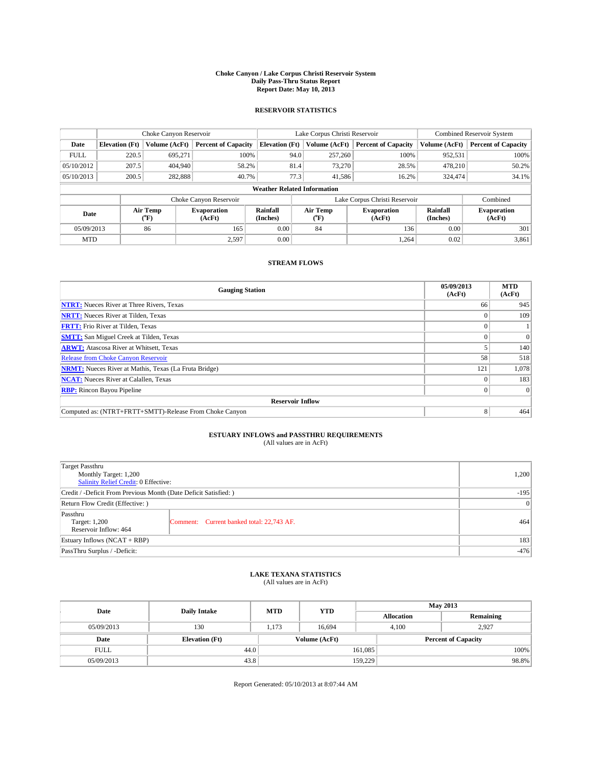# Choke Canyon / Lake Corpus Christi Reservoir System
## Daily Pass-Thru Status Report
## Report Date: May 10, 2013

### RESERVOIR STATISTICS

| | Choke Canyon Reservoir | | | Lake Corpus Christi Reservoir | | | Combined Reservoir System | |
|---|---|---|---|---|---|---|---|---|
| Date | Elevation (Ft) | Volume (AcFt) | Percent of Capacity | Elevation (Ft) | Volume (AcFt) | Percent of Capacity | Volume (AcFt) | Percent of Capacity |
| FULL | 220.5 | 695,271 | 100% | 94.0 | 257,260 | 100% | 952,531 | 100% |
| 05/10/2012 | 207.5 | 404,940 | 58.2% | 81.4 | 73,270 | 28.5% | 478,210 | 50.2% |
| 05/10/2013 | 200.5 | 282,888 | 40.7% | 77.3 | 41,586 | 16.2% | 324,474 | 34.1% |

**Weather Related Information**

| | Choke Canyon Reservoir | | | Lake Corpus Christi Reservoir | | | Combined |
|---|---|---|---|---|---|---|---|
| Date | Air Temp (°F) | Evaporation (AcFt) | Rainfall (Inches) | Air Temp (°F) | Evaporation (AcFt) | Rainfall (Inches) | Evaporation (AcFt) |
| 05/09/2013 | 86 | 165 | 0.00 | 84 | 136 | 0.00 | 301 |
| MTD | | 2,597 | 0.00 | | 1,264 | 0.02 | 3,861 |

### STREAM FLOWS

| Gauging Station | 05/09/2013 (AcFt) | MTD (AcFt) |
|---|---|---|
| NTRT: Nueces River at Three Rivers, Texas | 66 | 945 |
| NRTT: Nueces River at Tilden, Texas | 0 | 109 |
| FRTT: Frio River at Tilden, Texas | 0 | 1 |
| SMTT: San Miguel Creek at Tilden, Texas | 0 | 0 |
| ARWT: Atascosa River at Whitsett, Texas | 5 | 140 |
| Release from Choke Canyon Reservoir | 58 | 518 |
| NRMT: Nueces River at Mathis, Texas (La Fruta Bridge) | 121 | 1,078 |
| NCAT: Nueces River at Calallen, Texas | 0 | 183 |
| RBP: Rincon Bayou Pipeline | 0 | 0 |
| **Reservoir Inflow** | | |
| Computed as: (NTRT+FRTT+SMTT)-Release From Choke Canyon | 8 | 464 |

### ESTUARY INFLOWS and PASSTHRU REQUIREMENTS
(All values are in AcFt)

| | | |
|---|---|---|
| Target Passthru<br>Monthly Target: 1,200<br>Salinity Relief Credit: 0 Effective: | | 1,200 |
| Credit / -Deficit From Previous Month (Date Deficit Satisfied: ) | | -195 |
| Return Flow Credit (Effective: ) | | 0 |
| Passthru<br>Target: 1,200<br>Reservoir Inflow: 464 | Comment: Current banked total: 22,743 AF. | 464 |
| Estuary Inflows (NCAT + RBP) | | 183 |
| PassThru Surplus / -Deficit: | | -476 |

### LAKE TEXANA STATISTICS
(All values are in AcFt)

| Date | Daily Intake | MTD | YTD | May 2013 Allocation | May 2013 Remaining |
|---|---|---|---|---|---|
| 05/09/2013 | 130 | 1,173 | 16,694 | 4,100 | 2,927 |

| Date | Elevation (Ft) | Volume (AcFt) | Percent of Capacity |
|---|---|---|---|
| FULL | 44.0 | 161,085 | 100% |
| 05/09/2013 | 43.8 | 159,229 | 98.8% |

Report Generated: 05/10/2013 at 8:07:44 AM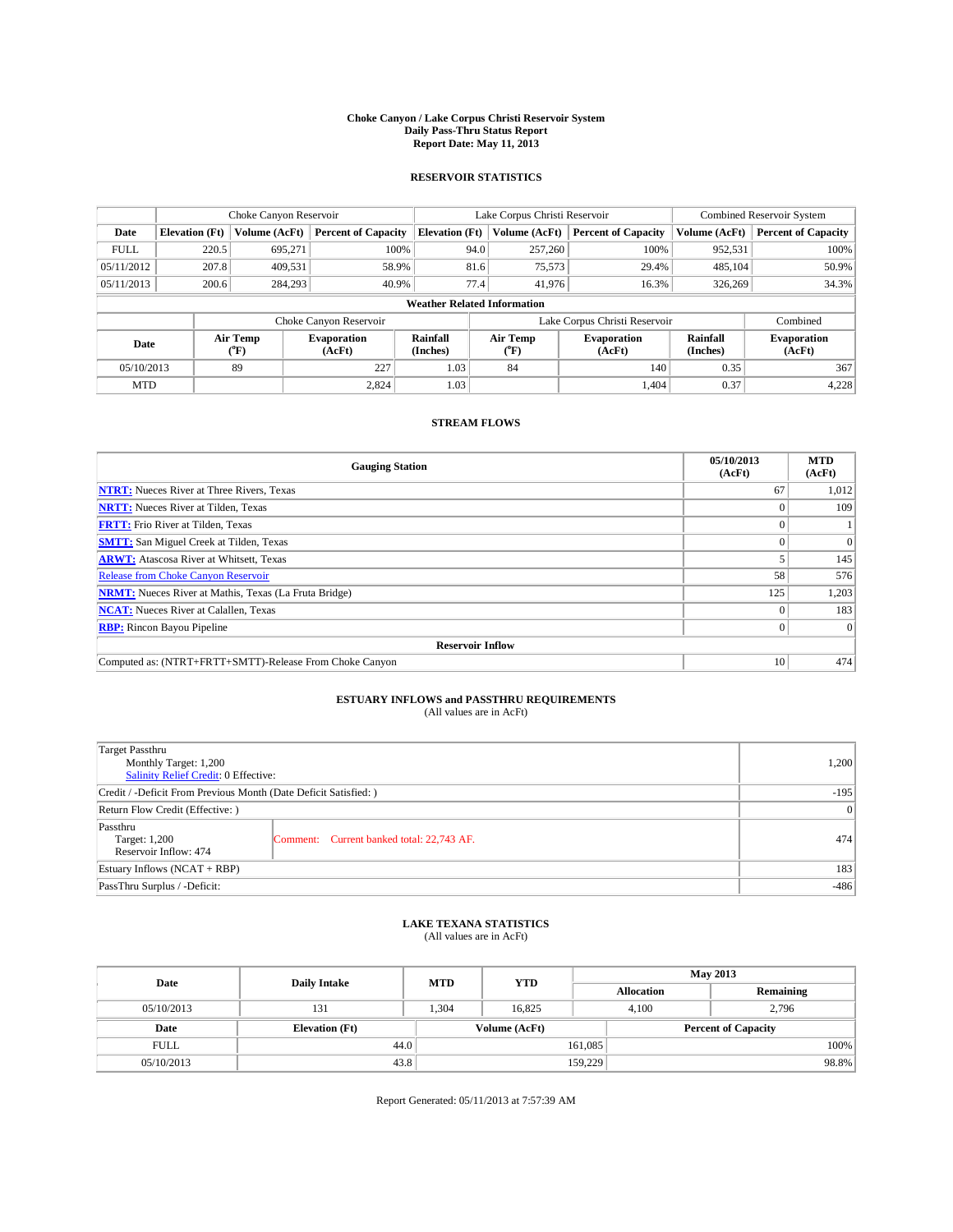# Choke Canyon / Lake Corpus Christi Reservoir System
## Daily Pass-Thru Status Report
### Report Date: May 11, 2013

## RESERVOIR STATISTICS

| | Choke Canyon Reservoir | | | Lake Corpus Christi Reservoir | | | Combined Reservoir System | |
|---|---|---|---|---|---|---|---|---|
| Date | Elevation (Ft) | Volume (AcFt) | Percent of Capacity | Elevation (Ft) | Volume (AcFt) | Percent of Capacity | Volume (AcFt) | Percent of Capacity |
| FULL | 220.5 | 695,271 | 100% | 94.0 | 257,260 | 100% | 952,531 | 100% |
| 05/11/2012 | 207.8 | 409,531 | 58.9% | 81.6 | 75,573 | 29.4% | 485,104 | 50.9% |
| 05/11/2013 | 200.6 | 284,293 | 40.9% | 77.4 | 41,976 | 16.3% | 326,269 | 34.3% |

**Weather Related Information**

| | Choke Canyon Reservoir | | | Lake Corpus Christi Reservoir | | | Combined |
|---|---|---|---|---|---|---|---|
| Date | Air Temp (°F) | Evaporation (AcFt) | Rainfall (Inches) | Air Temp (°F) | Evaporation (AcFt) | Rainfall (Inches) | Evaporation (AcFt) |
| 05/10/2013 | 89 | 227 | 1.03 | 84 | 140 | 0.35 | 367 |
| MTD | | 2,824 | 1.03 | | 1,404 | 0.37 | 4,228 |

## STREAM FLOWS

| Gauging Station | 05/10/2013 (AcFt) | MTD (AcFt) |
|---|---|---|
| NTRT: Nueces River at Three Rivers, Texas | 67 | 1,012 |
| NRTT: Nueces River at Tilden, Texas | 0 | 109 |
| FRTT: Frio River at Tilden, Texas | 0 | 1 |
| SMTT: San Miguel Creek at Tilden, Texas | 0 | 0 |
| ARWT: Atascosa River at Whitsett, Texas | 5 | 145 |
| Release from Choke Canyon Reservoir | 58 | 576 |
| NRMT: Nueces River at Mathis, Texas (La Fruta Bridge) | 125 | 1,203 |
| NCAT: Nueces River at Calallen, Texas | 0 | 183 |
| RBP: Rincon Bayou Pipeline | 0 | 0 |
| **Reservoir Inflow** | | |
| Computed as: (NTRT+FRTT+SMTT)-Release From Choke Canyon | 10 | 474 |

## ESTUARY INFLOWS and PASSTHRU REQUIREMENTS
(All values are in AcFt)

| | | |
|---|---|---|
| Target Passthru<br>Monthly Target: 1,200<br>Salinity Relief Credit: 0 Effective: | | 1,200 |
| Credit / -Deficit From Previous Month (Date Deficit Satisfied: ) | | -195 |
| Return Flow Credit (Effective: ) | | 0 |
| Passthru<br>Target: 1,200<br>Reservoir Inflow: 474 | Comment: Current banked total: 22,743 AF. | 474 |
| Estuary Inflows (NCAT + RBP) | | 183 |
| PassThru Surplus / -Deficit: | | -486 |

## LAKE TEXANA STATISTICS
(All values are in AcFt)

| Date | Daily Intake | MTD | YTD | May 2013 Allocation | May 2013 Remaining |
|---|---|---|---|---|---|
| 05/10/2013 | 131 | 1,304 | 16,825 | 4,100 | 2,796 |

| Date | Elevation (Ft) | Volume (AcFt) | Percent of Capacity |
|---|---|---|---|
| FULL | 44.0 | 161,085 | 100% |
| 05/10/2013 | 43.8 | 159,229 | 98.8% |

Report Generated: 05/11/2013 at 7:57:39 AM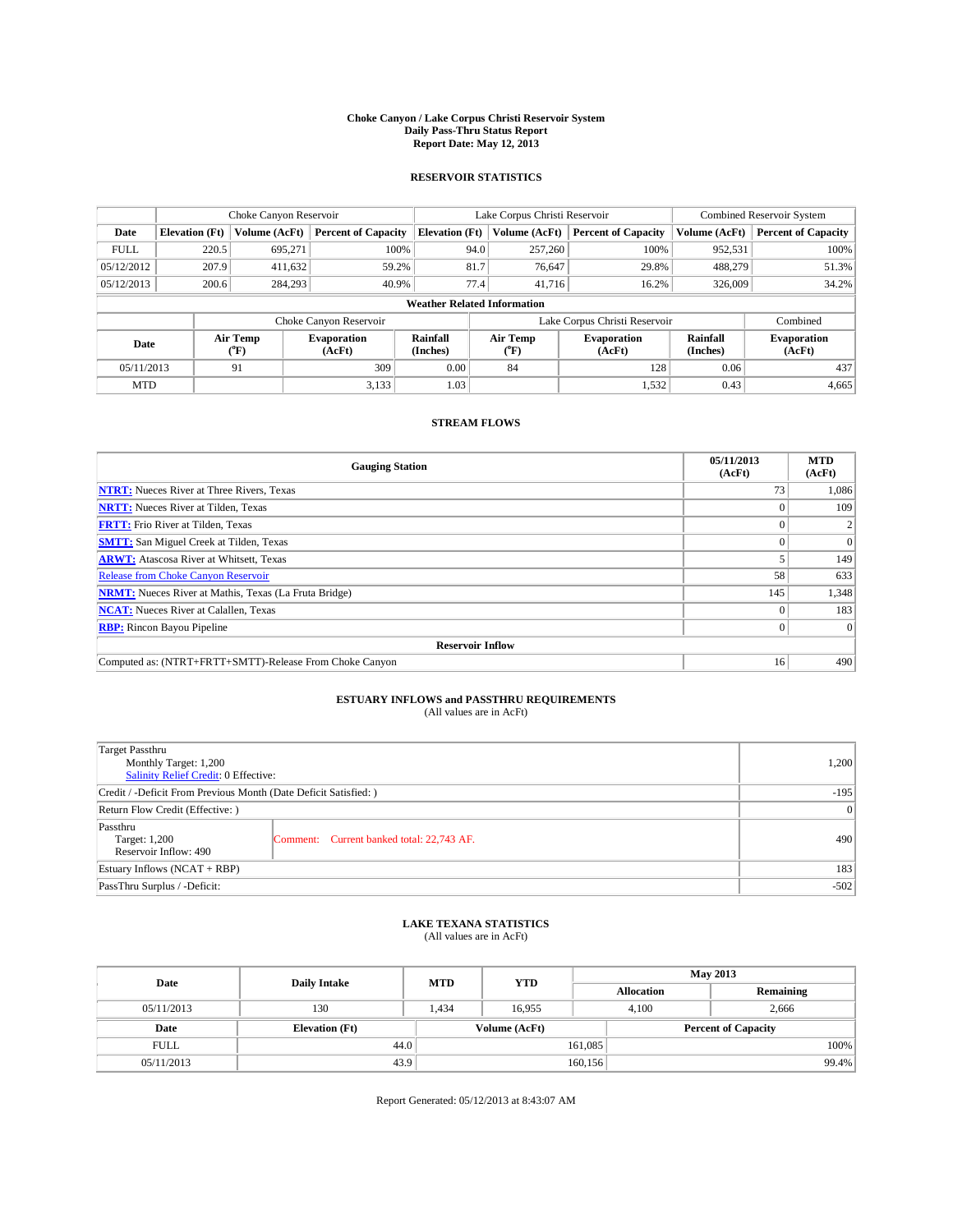# Choke Canyon / Lake Corpus Christi Reservoir System
## Daily Pass-Thru Status Report
### Report Date: May 12, 2013

## RESERVOIR STATISTICS

| | Choke Canyon Reservoir | | | Lake Corpus Christi Reservoir | | | Combined Reservoir System | |
|---|---|---|---|---|---|---|---|---|
| Date | Elevation (Ft) | Volume (AcFt) | Percent of Capacity | Elevation (Ft) | Volume (AcFt) | Percent of Capacity | Volume (AcFt) | Percent of Capacity |
| FULL | 220.5 | 695,271 | 100% | 94.0 | 257,260 | 100% | 952,531 | 100% |
| 05/12/2012 | 207.9 | 411,632 | 59.2% | 81.7 | 76,647 | 29.8% | 488,279 | 51.3% |
| 05/12/2013 | 200.6 | 284,293 | 40.9% | 77.4 | 41,716 | 16.2% | 326,009 | 34.2% |

**Weather Related Information**

| | Choke Canyon Reservoir | | | Lake Corpus Christi Reservoir | | | Combined |
|---|---|---|---|---|---|---|---|
| Date | Air Temp (°F) | Evaporation (AcFt) | Rainfall (Inches) | Air Temp (°F) | Evaporation (AcFt) | Rainfall (Inches) | Evaporation (AcFt) |
| 05/11/2013 | 91 | 309 | 0.00 | 84 | 128 | 0.06 | 437 |
| MTD | | 3,133 | 1.03 | | 1,532 | 0.43 | 4,665 |

## STREAM FLOWS

| Gauging Station | 05/11/2013 (AcFt) | MTD (AcFt) |
|---|---|---|
| NTRT: Nueces River at Three Rivers, Texas | 73 | 1,086 |
| NRTT: Nueces River at Tilden, Texas | 0 | 109 |
| FRTT: Frio River at Tilden, Texas | 0 | 2 |
| SMTT: San Miguel Creek at Tilden, Texas | 0 | 0 |
| ARWT: Atascosa River at Whitsett, Texas | 5 | 149 |
| Release from Choke Canyon Reservoir | 58 | 633 |
| NRMT: Nueces River at Mathis, Texas (La Fruta Bridge) | 145 | 1,348 |
| NCAT: Nueces River at Calallen, Texas | 0 | 183 |
| RBP: Rincon Bayou Pipeline | 0 | 0 |
| **Reservoir Inflow** | | |
| Computed as: (NTRT+FRTT+SMTT)-Release From Choke Canyon | 16 | 490 |

## ESTUARY INFLOWS and PASSTHRU REQUIREMENTS
(All values are in AcFt)

| | | |
|---|---|---|
| Target Passthru<br>Monthly Target: 1,200<br>Salinity Relief Credit: 0 Effective: | | 1,200 |
| Credit / -Deficit From Previous Month (Date Deficit Satisfied: ) | | -195 |
| Return Flow Credit (Effective: ) | | 0 |
| Passthru<br>Target: 1,200<br>Reservoir Inflow: 490 | Comment: Current banked total: 22,743 AF. | 490 |
| Estuary Inflows (NCAT + RBP) | | 183 |
| PassThru Surplus / -Deficit: | | -502 |

## LAKE TEXANA STATISTICS
(All values are in AcFt)

| Date | Daily Intake | MTD | YTD | May 2013 Allocation | May 2013 Remaining |
|---|---|---|---|---|---|
| 05/11/2013 | 130 | 1,434 | 16,955 | 4,100 | 2,666 |

| Date | Elevation (Ft) | Volume (AcFt) | Percent of Capacity |
|---|---|---|---|
| FULL | 44.0 | 161,085 | 100% |
| 05/11/2013 | 43.9 | 160,156 | 99.4% |

Report Generated: 05/12/2013 at 8:43:07 AM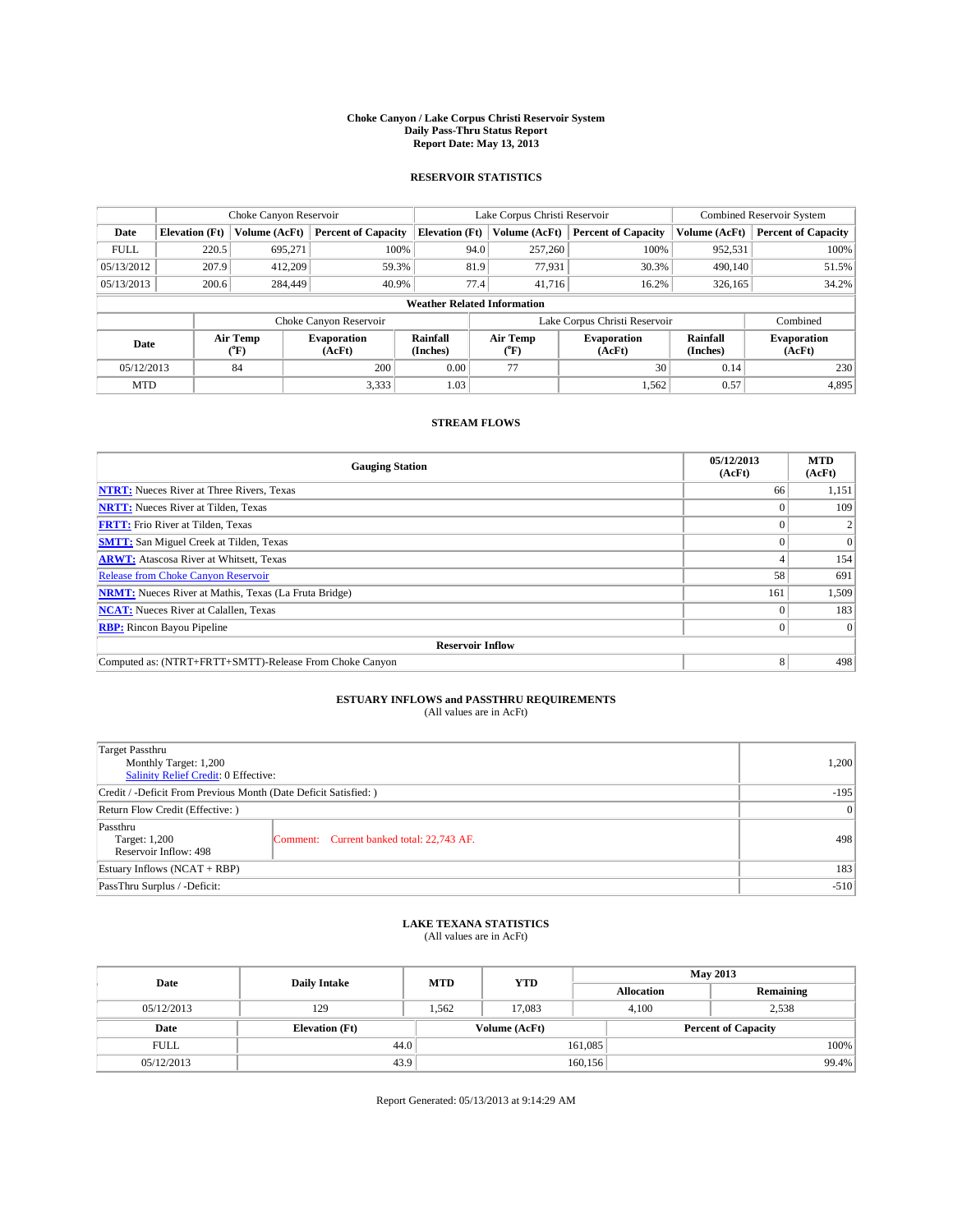# Choke Canyon / Lake Corpus Christi Reservoir System
## Daily Pass-Thru Status Report
### Report Date: May 13, 2013

## RESERVOIR STATISTICS

| | Choke Canyon Reservoir | | | Lake Corpus Christi Reservoir | | | Combined Reservoir System | |
|---|---|---|---|---|---|---|---|---|
| Date | Elevation (Ft) | Volume (AcFt) | Percent of Capacity | Elevation (Ft) | Volume (AcFt) | Percent of Capacity | Volume (AcFt) | Percent of Capacity |
| FULL | 220.5 | 695,271 | 100% | 94.0 | 257,260 | 100% | 952,531 | 100% |
| 05/13/2012 | 207.9 | 412,209 | 59.3% | 81.9 | 77,931 | 30.3% | 490,140 | 51.5% |
| 05/13/2013 | 200.6 | 284,449 | 40.9% | 77.4 | 41,716 | 16.2% | 326,165 | 34.2% |

**Weather Related Information**

| | Choke Canyon Reservoir | | | Lake Corpus Christi Reservoir | | | Combined |
|---|---|---|---|---|---|---|---|
| Date | Air Temp (°F) | Evaporation (AcFt) | Rainfall (Inches) | Air Temp (°F) | Evaporation (AcFt) | Rainfall (Inches) | Evaporation (AcFt) |
| 05/12/2013 | 84 | 200 | 0.00 | 77 | 30 | 0.14 | 230 |
| MTD | | 3,333 | 1.03 | | 1,562 | 0.57 | 4,895 |

## STREAM FLOWS

| Gauging Station | 05/12/2013 (AcFt) | MTD (AcFt) |
|---|---|---|
| NTRT: Nueces River at Three Rivers, Texas | 66 | 1,151 |
| NRTT: Nueces River at Tilden, Texas | 0 | 109 |
| FRTT: Frio River at Tilden, Texas | 0 | 2 |
| SMTT: San Miguel Creek at Tilden, Texas | 0 | 0 |
| ARWT: Atascosa River at Whitsett, Texas | 4 | 154 |
| Release from Choke Canyon Reservoir | 58 | 691 |
| NRMT: Nueces River at Mathis, Texas (La Fruta Bridge) | 161 | 1,509 |
| NCAT: Nueces River at Calallen, Texas | 0 | 183 |
| RBP: Rincon Bayou Pipeline | 0 | 0 |
| **Reservoir Inflow** | | |
| Computed as: (NTRT+FRTT+SMTT)-Release From Choke Canyon | 8 | 498 |

## ESTUARY INFLOWS and PASSTHRU REQUIREMENTS
(All values are in AcFt)

| | | |
|---|---|---|
| Target Passthru<br>Monthly Target: 1,200<br>Salinity Relief Credit: 0 Effective: | | 1,200 |
| Credit / -Deficit From Previous Month (Date Deficit Satisfied: ) | | -195 |
| Return Flow Credit (Effective: ) | | 0 |
| Passthru<br>Target: 1,200<br>Reservoir Inflow: 498 | Comment: Current banked total: 22,743 AF. | 498 |
| Estuary Inflows (NCAT + RBP) | | 183 |
| PassThru Surplus / -Deficit: | | -510 |

## LAKE TEXANA STATISTICS
(All values are in AcFt)

| Date | Daily Intake | MTD | YTD | May 2013 Allocation | May 2013 Remaining |
|---|---|---|---|---|---|
| 05/12/2013 | 129 | 1,562 | 17,083 | 4,100 | 2,538 |

| Date | Elevation (Ft) | Volume (AcFt) | Percent of Capacity |
|---|---|---|---|
| FULL | 44.0 | 161,085 | 100% |
| 05/12/2013 | 43.9 | 160,156 | 99.4% |

Report Generated: 05/13/2013 at 9:14:29 AM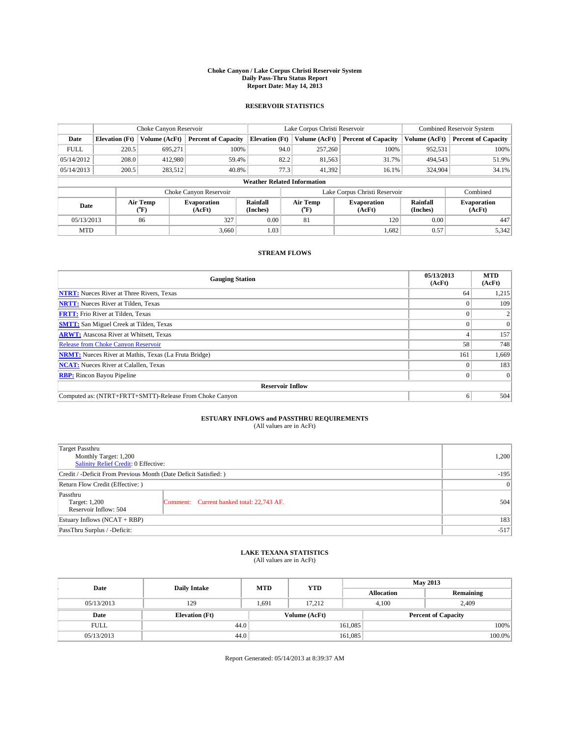# Choke Canyon / Lake Corpus Christi Reservoir System
## Daily Pass-Thru Status Report
### Report Date: May 14, 2013

## RESERVOIR STATISTICS

| | Choke Canyon Reservoir | | | Lake Corpus Christi Reservoir | | | Combined Reservoir System | |
|---|---|---|---|---|---|---|---|---|
| Date | Elevation (Ft) | Volume (AcFt) | Percent of Capacity | Elevation (Ft) | Volume (AcFt) | Percent of Capacity | Volume (AcFt) | Percent of Capacity |
| FULL | 220.5 | 695,271 | 100% | 94.0 | 257,260 | 100% | 952,531 | 100% |
| 05/14/2012 | 208.0 | 412,980 | 59.4% | 82.2 | 81,563 | 31.7% | 494,543 | 51.9% |
| 05/14/2013 | 200.5 | 283,512 | 40.8% | 77.3 | 41,392 | 16.1% | 324,904 | 34.1% |

**Weather Related Information**

| | Choke Canyon Reservoir | | | Lake Corpus Christi Reservoir | | | Combined |
|---|---|---|---|---|---|---|---|
| Date | Air Temp (°F) | Evaporation (AcFt) | Rainfall (Inches) | Air Temp (°F) | Evaporation (AcFt) | Rainfall (Inches) | Evaporation (AcFt) |
| 05/13/2013 | 86 | 327 | 0.00 | 81 | 120 | 0.00 | 447 |
| MTD | | 3,660 | 1.03 | | 1,682 | 0.57 | 5,342 |

## STREAM FLOWS

| Gauging Station | 05/13/2013 (AcFt) | MTD (AcFt) |
|---|---|---|
| **NTRT:** Nueces River at Three Rivers, Texas | 64 | 1,215 |
| **NRTT:** Nueces River at Tilden, Texas | 0 | 109 |
| **FRTT:** Frio River at Tilden, Texas | 0 | 2 |
| **SMTT:** San Miguel Creek at Tilden, Texas | 0 | 0 |
| **ARWT:** Atascosa River at Whitsett, Texas | 4 | 157 |
| Release from Choke Canyon Reservoir | 58 | 748 |
| **NRMT:** Nueces River at Mathis, Texas (La Fruta Bridge) | 161 | 1,669 |
| **NCAT:** Nueces River at Calallen, Texas | 0 | 183 |
| **RBP:** Rincon Bayou Pipeline | 0 | 0 |
| **Reservoir Inflow** | | |
| Computed as: (NTRT+FRTT+SMTT)-Release From Choke Canyon | 6 | 504 |

## ESTUARY INFLOWS and PASSTHRU REQUIREMENTS
(All values are in AcFt)

| | | |
|---|---|---|
| Target Passthru<br>Monthly Target: 1,200<br>Salinity Relief Credit: 0 Effective: | | 1,200 |
| Credit / -Deficit From Previous Month (Date Deficit Satisfied: ) | | -195 |
| Return Flow Credit (Effective: ) | | 0 |
| Passthru<br>Target: 1,200<br>Reservoir Inflow: 504 | Comment: Current banked total: 22,743 AF. | 504 |
| Estuary Inflows (NCAT + RBP) | | 183 |
| PassThru Surplus / -Deficit: | | -517 |

## LAKE TEXANA STATISTICS
(All values are in AcFt)

| Date | Daily Intake | MTD | YTD | May 2013 Allocation | May 2013 Remaining |
|---|---|---|---|---|---|
| 05/13/2013 | 129 | 1,691 | 17,212 | 4,100 | 2,409 |

| Date | Elevation (Ft) | Volume (AcFt) | Percent of Capacity |
|---|---|---|---|
| FULL | 44.0 | 161,085 | 100% |
| 05/13/2013 | 44.0 | 161,085 | 100.0% |

Report Generated: 05/14/2013 at 8:39:37 AM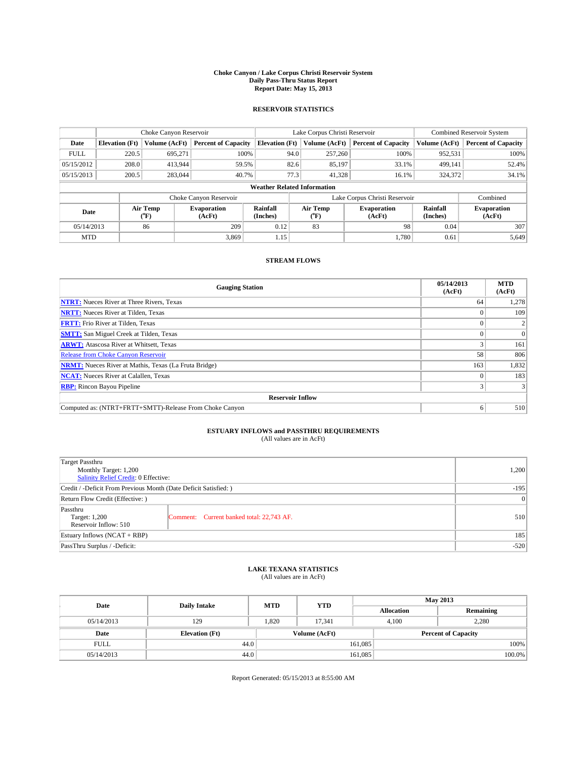# Choke Canyon / Lake Corpus Christi Reservoir System
## Daily Pass-Thru Status Report
## Report Date: May 15, 2013

## RESERVOIR STATISTICS

| | Choke Canyon Reservoir | | | Lake Corpus Christi Reservoir | | | Combined Reservoir System | |
|---|---|---|---|---|---|---|---|---|
| Date | Elevation (Ft) | Volume (AcFt) | Percent of Capacity | Elevation (Ft) | Volume (AcFt) | Percent of Capacity | Volume (AcFt) | Percent of Capacity |
| FULL | 220.5 | 695,271 | 100% | 94.0 | 257,260 | 100% | 952,531 | 100% |
| 05/15/2012 | 208.0 | 413,944 | 59.5% | 82.6 | 85,197 | 33.1% | 499,141 | 52.4% |
| 05/15/2013 | 200.5 | 283,044 | 40.7% | 77.3 | 41,328 | 16.1% | 324,372 | 34.1% |

### Weather Related Information

| | Choke Canyon Reservoir | | | Lake Corpus Christi Reservoir | | | Combined |
|---|---|---|---|---|---|---|---|
| Date | Air Temp (°F) | Evaporation (AcFt) | Rainfall (Inches) | Air Temp (°F) | Evaporation (AcFt) | Rainfall (Inches) | Evaporation (AcFt) |
| 05/14/2013 | 86 | 209 | 0.12 | 83 | 98 | 0.04 | 307 |
| MTD | | 3,869 | 1.15 | | 1,780 | 0.61 | 5,649 |

## STREAM FLOWS

| Gauging Station | 05/14/2013 (AcFt) | MTD (AcFt) |
|---|---|---|
| **NTRT:** Nueces River at Three Rivers, Texas | 64 | 1,278 |
| **NRTT:** Nueces River at Tilden, Texas | 0 | 109 |
| **FRTT:** Frio River at Tilden, Texas | 0 | 2 |
| **SMTT:** San Miguel Creek at Tilden, Texas | 0 | 0 |
| **ARWT:** Atascosa River at Whitsett, Texas | 3 | 161 |
| Release from Choke Canyon Reservoir | 58 | 806 |
| **NRMT:** Nueces River at Mathis, Texas (La Fruta Bridge) | 163 | 1,832 |
| **NCAT:** Nueces River at Calallen, Texas | 0 | 183 |
| **RBP:** Rincon Bayou Pipeline | 3 | 3 |
| **Reservoir Inflow** | | |
| Computed as: (NTRT+FRTT+SMTT)-Release From Choke Canyon | 6 | 510 |

## ESTUARY INFLOWS and PASSTHRU REQUIREMENTS
(All values are in AcFt)

| | | |
|---|---|---|
| Target Passthru<br>Monthly Target: 1,200<br>Salinity Relief Credit: 0 Effective: | | 1,200 |
| Credit / -Deficit From Previous Month (Date Deficit Satisfied: ) | | -195 |
| Return Flow Credit (Effective: ) | | 0 |
| Passthru<br>Target: 1,200<br>Reservoir Inflow: 510 | Comment: Current banked total: 22,743 AF. | 510 |
| Estuary Inflows (NCAT + RBP) | | 185 |
| PassThru Surplus / -Deficit: | | -520 |

## LAKE TEXANA STATISTICS
(All values are in AcFt)

| Date | Daily Intake | MTD | YTD | May 2013 Allocation | May 2013 Remaining |
|---|---|---|---|---|---|
| 05/14/2013 | 129 | 1,820 | 17,341 | 4,100 | 2,280 |

| Date | Elevation (Ft) | Volume (AcFt) | Percent of Capacity |
|---|---|---|---|
| FULL | 44.0 | 161,085 | 100% |
| 05/14/2013 | 44.0 | 161,085 | 100.0% |

Report Generated: 05/15/2013 at 8:55:00 AM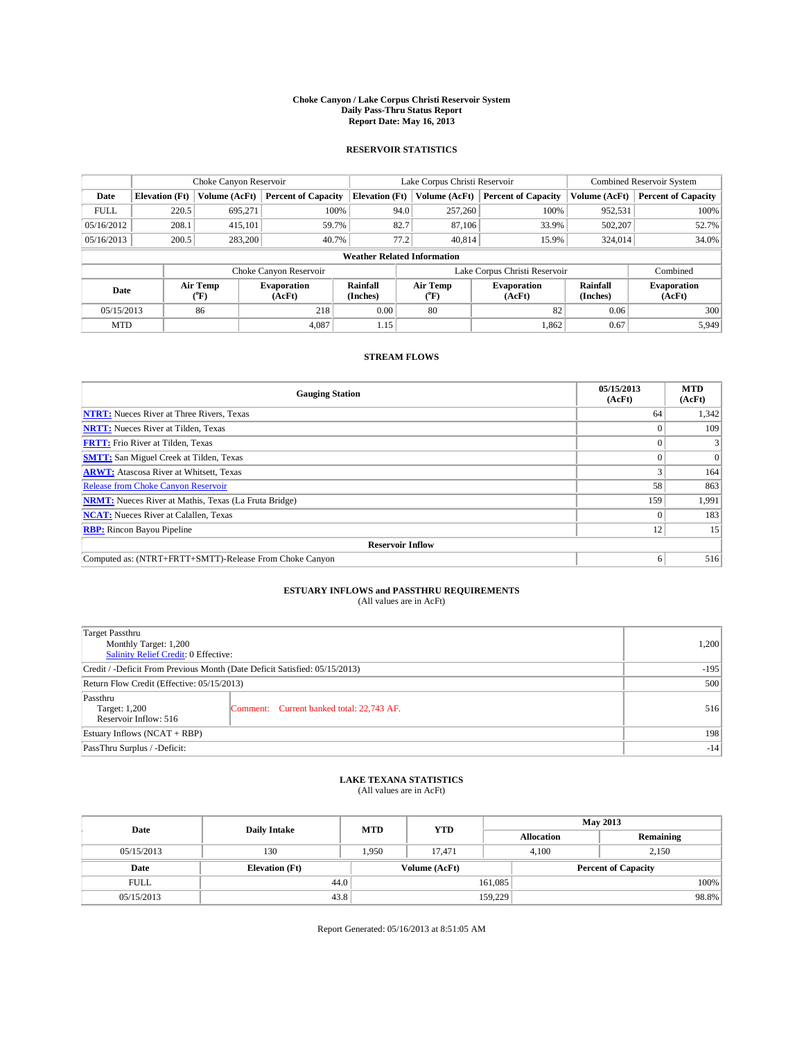# Choke Canyon / Lake Corpus Christi Reservoir System
## Daily Pass-Thru Status Report
### Report Date: May 16, 2013

## RESERVOIR STATISTICS

| | Choke Canyon Reservoir | | | Lake Corpus Christi Reservoir | | | Combined Reservoir System | |
|---|---|---|---|---|---|---|---|---|
| Date | Elevation (Ft) | Volume (AcFt) | Percent of Capacity | Elevation (Ft) | Volume (AcFt) | Percent of Capacity | Volume (AcFt) | Percent of Capacity |
| FULL | 220.5 | 695,271 | 100% | 94.0 | 257,260 | 100% | 952,531 | 100% |
| 05/16/2012 | 208.1 | 415,101 | 59.7% | 82.7 | 87,106 | 33.9% | 502,207 | 52.7% |
| 05/16/2013 | 200.5 | 283,200 | 40.7% | 77.2 | 40,814 | 15.9% | 324,014 | 34.0% |

**Weather Related Information**

| | Choke Canyon Reservoir | | | Lake Corpus Christi Reservoir | | | Combined |
|---|---|---|---|---|---|---|---|
| Date | Air Temp (°F) | Evaporation (AcFt) | Rainfall (Inches) | Air Temp (°F) | Evaporation (AcFt) | Rainfall (Inches) | Evaporation (AcFt) |
| 05/15/2013 | 86 | 218 | 0.00 | 80 | 82 | 0.06 | 300 |
| MTD | | 4,087 | 1.15 | | 1,862 | 0.67 | 5,949 |

## STREAM FLOWS

| Gauging Station | 05/15/2013 (AcFt) | MTD (AcFt) |
|---|---|---|
| NTRT: Nueces River at Three Rivers, Texas | 64 | 1,342 |
| NRTT: Nueces River at Tilden, Texas | 0 | 109 |
| FRTT: Frio River at Tilden, Texas | 0 | 3 |
| SMTT: San Miguel Creek at Tilden, Texas | 0 | 0 |
| ARWT: Atascosa River at Whitsett, Texas | 3 | 164 |
| Release from Choke Canyon Reservoir | 58 | 863 |
| NRMT: Nueces River at Mathis, Texas (La Fruta Bridge) | 159 | 1,991 |
| NCAT: Nueces River at Calallen, Texas | 0 | 183 |
| RBP: Rincon Bayou Pipeline | 12 | 15 |
| **Reservoir Inflow** | | |
| Computed as: (NTRT+FRTT+SMTT)-Release From Choke Canyon | 6 | 516 |

## ESTUARY INFLOWS and PASSTHRU REQUIREMENTS
(All values are in AcFt)

| | | |
|---|---|---|
| Target Passthru<br>Monthly Target: 1,200<br>Salinity Relief Credit: 0 Effective: | | 1,200 |
| Credit / -Deficit From Previous Month (Date Deficit Satisfied: 05/15/2013) | | -195 |
| Return Flow Credit (Effective: 05/15/2013) | | 500 |
| Passthru<br>Target: 1,200<br>Reservoir Inflow: 516 | Comment: Current banked total: 22,743 AF. | 516 |
| Estuary Inflows (NCAT + RBP) | | 198 |
| PassThru Surplus / -Deficit: | | -14 |

## LAKE TEXANA STATISTICS
(All values are in AcFt)

| Date | Daily Intake | MTD | YTD | May 2013 Allocation | May 2013 Remaining |
|---|---|---|---|---|---|
| 05/15/2013 | 130 | 1,950 | 17,471 | 4,100 | 2,150 |

| Date | Elevation (Ft) | Volume (AcFt) | Percent of Capacity |
|---|---|---|---|
| FULL | 44.0 | 161,085 | 100% |
| 05/15/2013 | 43.8 | 159,229 | 98.8% |

Report Generated: 05/16/2013 at 8:51:05 AM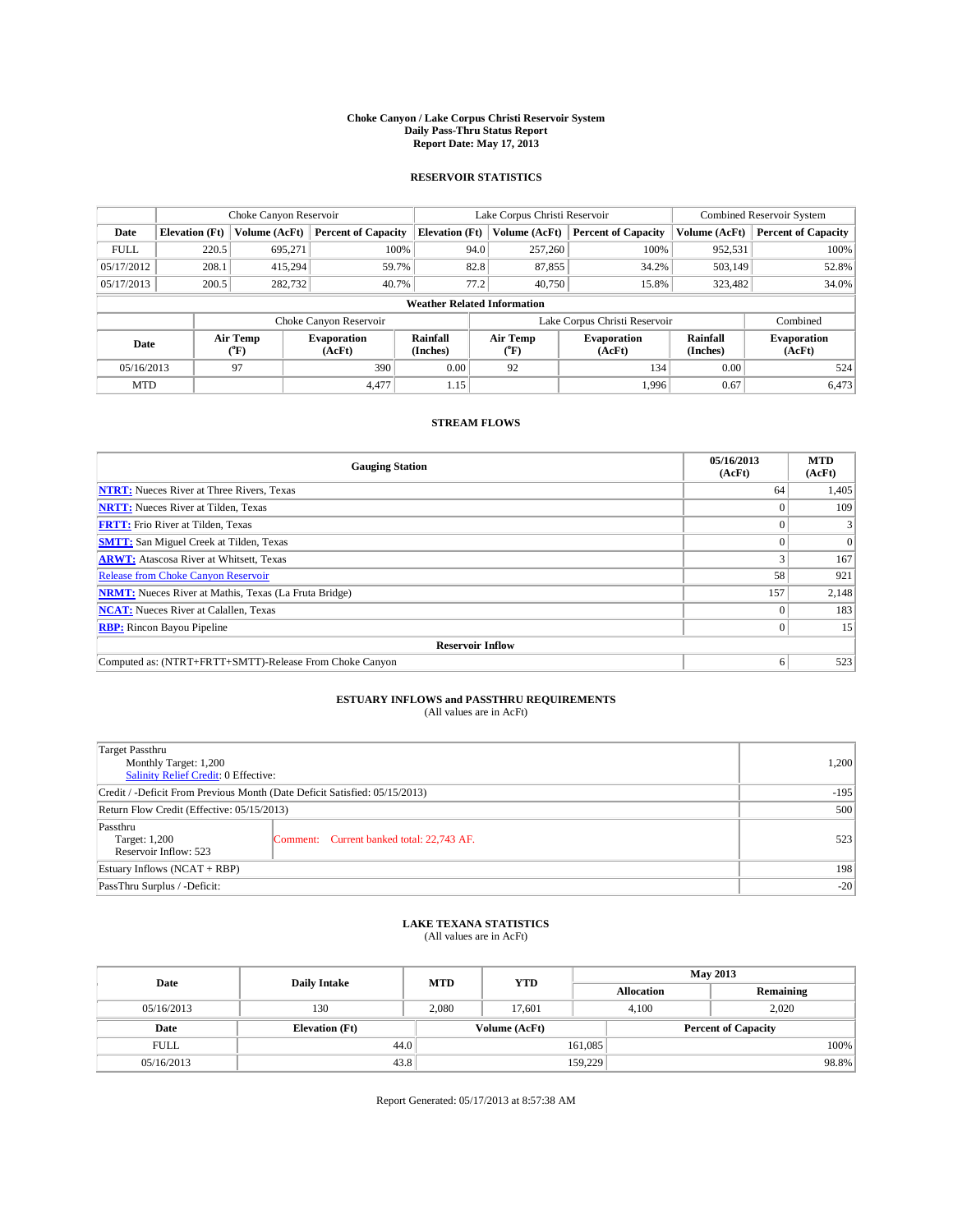# Choke Canyon / Lake Corpus Christi Reservoir System
## Daily Pass-Thru Status Report
### Report Date: May 17, 2013

## RESERVOIR STATISTICS

| | Choke Canyon Reservoir | | | Lake Corpus Christi Reservoir | | | Combined Reservoir System | |
|---|---|---|---|---|---|---|---|---|
| Date | Elevation (Ft) | Volume (AcFt) | Percent of Capacity | Elevation (Ft) | Volume (AcFt) | Percent of Capacity | Volume (AcFt) | Percent of Capacity |
| FULL | 220.5 | 695,271 | 100% | 94.0 | 257,260 | 100% | 952,531 | 100% |
| 05/17/2012 | 208.1 | 415,294 | 59.7% | 82.8 | 87,855 | 34.2% | 503,149 | 52.8% |
| 05/17/2013 | 200.5 | 282,732 | 40.7% | 77.2 | 40,750 | 15.8% | 323,482 | 34.0% |

**Weather Related Information**

| | Choke Canyon Reservoir | | | Lake Corpus Christi Reservoir | | | Combined |
|---|---|---|---|---|---|---|---|
| Date | Air Temp (°F) | Evaporation (AcFt) | Rainfall (Inches) | Air Temp (°F) | Evaporation (AcFt) | Rainfall (Inches) | Evaporation (AcFt) |
| 05/16/2013 | 97 | 390 | 0.00 | 92 | 134 | 0.00 | 524 |
| MTD | | 4,477 | 1.15 | | 1,996 | 0.67 | 6,473 |

## STREAM FLOWS

| Gauging Station | 05/16/2013 (AcFt) | MTD (AcFt) |
|---|---|---|
| NTRT: Nueces River at Three Rivers, Texas | 64 | 1,405 |
| NRTT: Nueces River at Tilden, Texas | 0 | 109 |
| FRTT: Frio River at Tilden, Texas | 0 | 3 |
| SMTT: San Miguel Creek at Tilden, Texas | 0 | 0 |
| ARWT: Atascosa River at Whitsett, Texas | 3 | 167 |
| Release from Choke Canyon Reservoir | 58 | 921 |
| NRMT: Nueces River at Mathis, Texas (La Fruta Bridge) | 157 | 2,148 |
| NCAT: Nueces River at Calallen, Texas | 0 | 183 |
| RBP: Rincon Bayou Pipeline | 0 | 15 |
| **Reservoir Inflow** | | |
| Computed as: (NTRT+FRTT+SMTT)-Release From Choke Canyon | 6 | 523 |

## ESTUARY INFLOWS and PASSTHRU REQUIREMENTS
(All values are in AcFt)

| | |
|---|---|
| Target Passthru<br>Monthly Target: 1,200<br>Salinity Relief Credit: 0 Effective: | 1,200 |
| Credit / -Deficit From Previous Month (Date Deficit Satisfied: 05/15/2013) | -195 |
| Return Flow Credit (Effective: 05/15/2013) | 500 |
| Passthru<br>Target: 1,200<br>Reservoir Inflow: 523 — Comment: Current banked total: 22,743 AF. | 523 |
| Estuary Inflows (NCAT + RBP) | 198 |
| PassThru Surplus / -Deficit: | -20 |

## LAKE TEXANA STATISTICS
(All values are in AcFt)

| Date | Daily Intake | MTD | YTD | May 2013 Allocation | May 2013 Remaining |
|---|---|---|---|---|---|
| 05/16/2013 | 130 | 2,080 | 17,601 | 4,100 | 2,020 |

| Date | Elevation (Ft) | Volume (AcFt) | Percent of Capacity |
|---|---|---|---|
| FULL | 44.0 | 161,085 | 100% |
| 05/16/2013 | 43.8 | 159,229 | 98.8% |

Report Generated: 05/17/2013 at 8:57:38 AM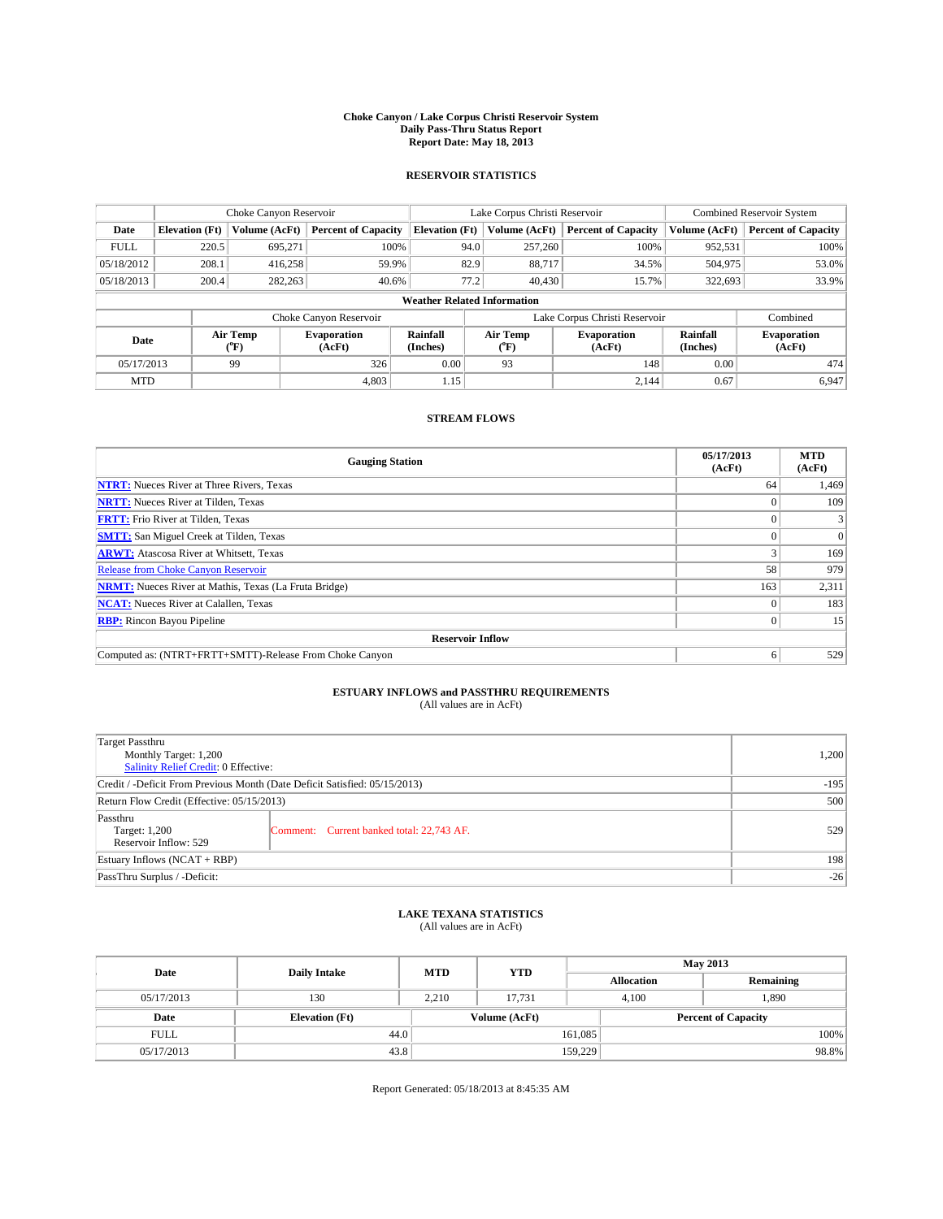# Choke Canyon / Lake Corpus Christi Reservoir System
## Daily Pass-Thru Status Report
### Report Date: May 18, 2013

## RESERVOIR STATISTICS

| | Choke Canyon Reservoir | | | Lake Corpus Christi Reservoir | | | Combined Reservoir System | |
|---|---|---|---|---|---|---|---|---|
| Date | Elevation (Ft) | Volume (AcFt) | Percent of Capacity | Elevation (Ft) | Volume (AcFt) | Percent of Capacity | Volume (AcFt) | Percent of Capacity |
| FULL | 220.5 | 695,271 | 100% | 94.0 | 257,260 | 100% | 952,531 | 100% |
| 05/18/2012 | 208.1 | 416,258 | 59.9% | 82.9 | 88,717 | 34.5% | 504,975 | 53.0% |
| 05/18/2013 | 200.4 | 282,263 | 40.6% | 77.2 | 40,430 | 15.7% | 322,693 | 33.9% |

**Weather Related Information**

| | Choke Canyon Reservoir | | | Lake Corpus Christi Reservoir | | | Combined |
|---|---|---|---|---|---|---|---|
| Date | Air Temp (°F) | Evaporation (AcFt) | Rainfall (Inches) | Air Temp (°F) | Evaporation (AcFt) | Rainfall (Inches) | Evaporation (AcFt) |
| 05/17/2013 | 99 | 326 | 0.00 | 93 | 148 | 0.00 | 474 |
| MTD | | 4,803 | 1.15 | | 2,144 | 0.67 | 6,947 |

## STREAM FLOWS

| Gauging Station | 05/17/2013 (AcFt) | MTD (AcFt) |
|---|---|---|
| NTRT: Nueces River at Three Rivers, Texas | 64 | 1,469 |
| NRTT: Nueces River at Tilden, Texas | 0 | 109 |
| FRTT: Frio River at Tilden, Texas | 0 | 3 |
| SMTT: San Miguel Creek at Tilden, Texas | 0 | 0 |
| ARWT: Atascosa River at Whitsett, Texas | 3 | 169 |
| Release from Choke Canyon Reservoir | 58 | 979 |
| NRMT: Nueces River at Mathis, Texas (La Fruta Bridge) | 163 | 2,311 |
| NCAT: Nueces River at Calallen, Texas | 0 | 183 |
| RBP: Rincon Bayou Pipeline | 0 | 15 |
| **Reservoir Inflow** | | |
| Computed as: (NTRT+FRTT+SMTT)-Release From Choke Canyon | 6 | 529 |

## ESTUARY INFLOWS and PASSTHRU REQUIREMENTS
(All values are in AcFt)

| | |
|---|---|
| Target Passthru<br>Monthly Target: 1,200<br>Salinity Relief Credit: 0 Effective: | 1,200 |
| Credit / -Deficit From Previous Month (Date Deficit Satisfied: 05/15/2013) | -195 |
| Return Flow Credit (Effective: 05/15/2013) | 500 |
| Passthru<br>Target: 1,200<br>Reservoir Inflow: 529 — Comment: Current banked total: 22,743 AF. | 529 |
| Estuary Inflows (NCAT + RBP) | 198 |
| PassThru Surplus / -Deficit: | -26 |

## LAKE TEXANA STATISTICS
(All values are in AcFt)

| Date | Daily Intake | MTD | YTD | May 2013 Allocation | May 2013 Remaining |
|---|---|---|---|---|---|
| 05/17/2013 | 130 | 2,210 | 17,731 | 4,100 | 1,890 |

| Date | Elevation (Ft) | Volume (AcFt) | Percent of Capacity |
|---|---|---|---|
| FULL | 44.0 | 161,085 | 100% |
| 05/17/2013 | 43.8 | 159,229 | 98.8% |

Report Generated: 05/18/2013 at 8:45:35 AM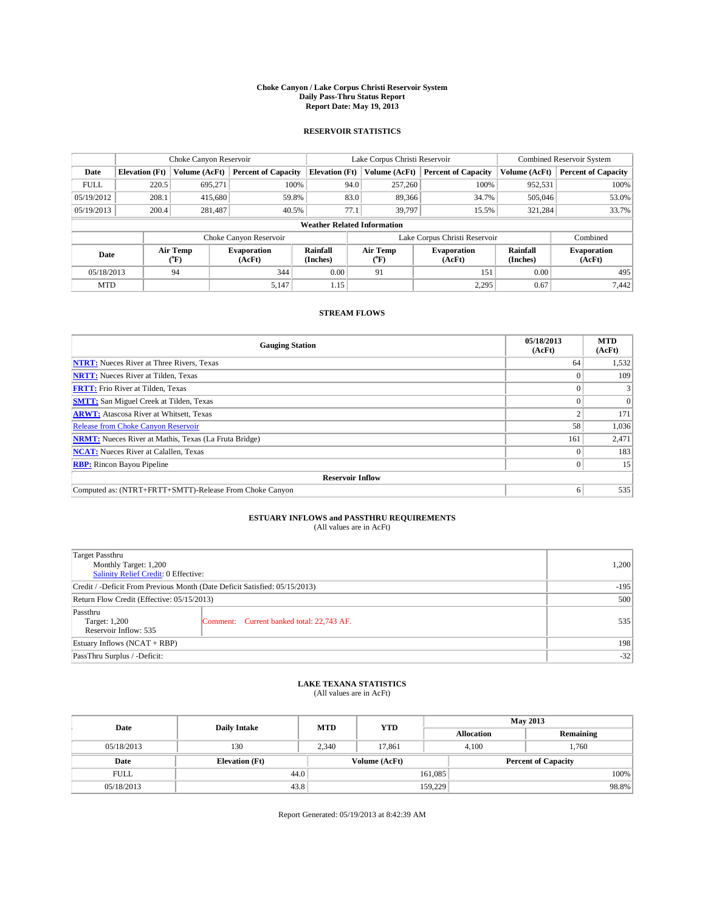# Choke Canyon / Lake Corpus Christi Reservoir System
## Daily Pass-Thru Status Report
## Report Date: May 19, 2013

### RESERVOIR STATISTICS

| | Choke Canyon Reservoir | | | Lake Corpus Christi Reservoir | | | Combined Reservoir System | |
|---|---|---|---|---|---|---|---|---|
| Date | Elevation (Ft) | Volume (AcFt) | Percent of Capacity | Elevation (Ft) | Volume (AcFt) | Percent of Capacity | Volume (AcFt) | Percent of Capacity |
| FULL | 220.5 | 695,271 | 100% | 94.0 | 257,260 | 100% | 952,531 | 100% |
| 05/19/2012 | 208.1 | 415,680 | 59.8% | 83.0 | 89,366 | 34.7% | 505,046 | 53.0% |
| 05/19/2013 | 200.4 | 281,487 | 40.5% | 77.1 | 39,797 | 15.5% | 321,284 | 33.7% |

**Weather Related Information**

| | Choke Canyon Reservoir | | | Lake Corpus Christi Reservoir | | | Combined |
|---|---|---|---|---|---|---|---|
| Date | Air Temp (°F) | Evaporation (AcFt) | Rainfall (Inches) | Air Temp (°F) | Evaporation (AcFt) | Rainfall (Inches) | Evaporation (AcFt) |
| 05/18/2013 | 94 | 344 | 0.00 | 91 | 151 | 0.00 | 495 |
| MTD | | 5,147 | 1.15 | | 2,295 | 0.67 | 7,442 |

### STREAM FLOWS

| Gauging Station | 05/18/2013 (AcFt) | MTD (AcFt) |
|---|---|---|
| **NTRT:** Nueces River at Three Rivers, Texas | 64 | 1,532 |
| **NRTT:** Nueces River at Tilden, Texas | 0 | 109 |
| **FRTT:** Frio River at Tilden, Texas | 0 | 3 |
| **SMTT:** San Miguel Creek at Tilden, Texas | 0 | 0 |
| **ARWT:** Atascosa River at Whitsett, Texas | 2 | 171 |
| Release from Choke Canyon Reservoir | 58 | 1,036 |
| **NRMT:** Nueces River at Mathis, Texas (La Fruta Bridge) | 161 | 2,471 |
| **NCAT:** Nueces River at Calallen, Texas | 0 | 183 |
| **RBP:** Rincon Bayou Pipeline | 0 | 15 |
| **Reservoir Inflow** | | |
| Computed as: (NTRT+FRTT+SMTT)-Release From Choke Canyon | 6 | 535 |

### ESTUARY INFLOWS and PASSTHRU REQUIREMENTS
(All values are in AcFt)

| | | |
|---|---|---|
| Target Passthru<br>Monthly Target: 1,200<br>Salinity Relief Credit: 0 Effective: | | 1,200 |
| Credit / -Deficit From Previous Month (Date Deficit Satisfied: 05/15/2013) | | -195 |
| Return Flow Credit (Effective: 05/15/2013) | | 500 |
| Passthru<br>Target: 1,200<br>Reservoir Inflow: 535 | Comment: Current banked total: 22,743 AF. | 535 |
| Estuary Inflows (NCAT + RBP) | | 198 |
| PassThru Surplus / -Deficit: | | -32 |

### LAKE TEXANA STATISTICS
(All values are in AcFt)

| Date | Daily Intake | MTD | YTD | May 2013 Allocation | May 2013 Remaining |
|---|---|---|---|---|---|
| 05/18/2013 | 130 | 2,340 | 17,861 | 4,100 | 1,760 |

| Date | Elevation (Ft) | Volume (AcFt) | Percent of Capacity |
|---|---|---|---|
| FULL | 44.0 | 161,085 | 100% |
| 05/18/2013 | 43.8 | 159,229 | 98.8% |

Report Generated: 05/19/2013 at 8:42:39 AM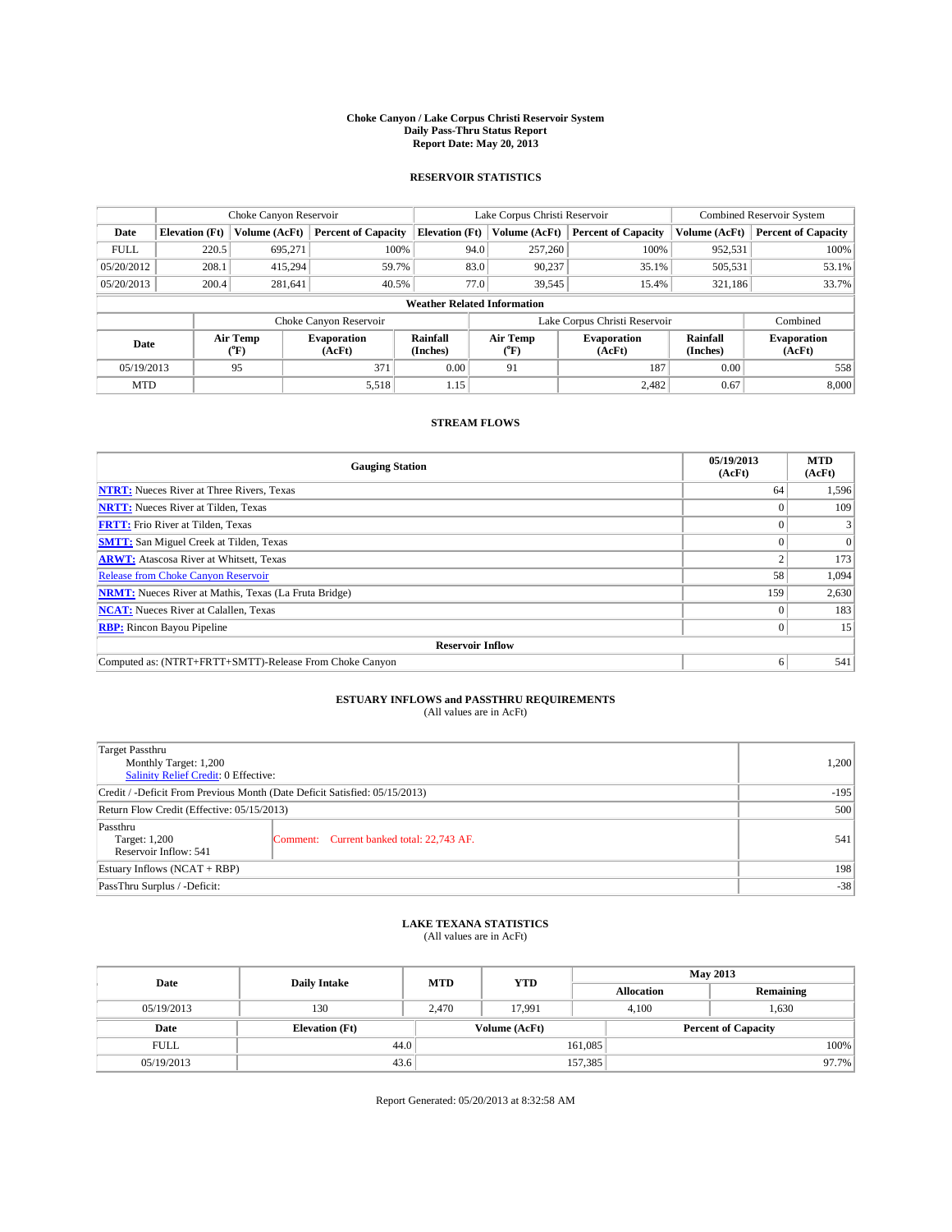# Choke Canyon / Lake Corpus Christi Reservoir System
## Daily Pass-Thru Status Report
## Report Date: May 20, 2013

### RESERVOIR STATISTICS

| | Choke Canyon Reservoir | | | Lake Corpus Christi Reservoir | | | Combined Reservoir System | |
|---|---|---|---|---|---|---|---|---|
| Date | Elevation (Ft) | Volume (AcFt) | Percent of Capacity | Elevation (Ft) | Volume (AcFt) | Percent of Capacity | Volume (AcFt) | Percent of Capacity |
| FULL | 220.5 | 695,271 | 100% | 94.0 | 257,260 | 100% | 952,531 | 100% |
| 05/20/2012 | 208.1 | 415,294 | 59.7% | 83.0 | 90,237 | 35.1% | 505,531 | 53.1% |
| 05/20/2013 | 200.4 | 281,641 | 40.5% | 77.0 | 39,545 | 15.4% | 321,186 | 33.7% |

**Weather Related Information**

| | Choke Canyon Reservoir | | | Lake Corpus Christi Reservoir | | | Combined |
|---|---|---|---|---|---|---|---|
| Date | Air Temp (°F) | Evaporation (AcFt) | Rainfall (Inches) | Air Temp (°F) | Evaporation (AcFt) | Rainfall (Inches) | Evaporation (AcFt) |
| 05/19/2013 | 95 | 371 | 0.00 | 91 | 187 | 0.00 | 558 |
| MTD | | 5,518 | 1.15 | | 2,482 | 0.67 | 8,000 |

### STREAM FLOWS

| Gauging Station | 05/19/2013 (AcFt) | MTD (AcFt) |
|---|---|---|
| **NTRT:** Nueces River at Three Rivers, Texas | 64 | 1,596 |
| **NRTT:** Nueces River at Tilden, Texas | 0 | 109 |
| **FRTT:** Frio River at Tilden, Texas | 0 | 3 |
| **SMTT:** San Miguel Creek at Tilden, Texas | 0 | 0 |
| **ARWT:** Atascosa River at Whitsett, Texas | 2 | 173 |
| Release from Choke Canyon Reservoir | 58 | 1,094 |
| **NRMT:** Nueces River at Mathis, Texas (La Fruta Bridge) | 159 | 2,630 |
| **NCAT:** Nueces River at Calallen, Texas | 0 | 183 |
| **RBP:** Rincon Bayou Pipeline | 0 | 15 |
| **Reservoir Inflow** | | |
| Computed as: (NTRT+FRTT+SMTT)-Release From Choke Canyon | 6 | 541 |

### ESTUARY INFLOWS and PASSTHRU REQUIREMENTS
(All values are in AcFt)

| | |
|---|---|
| Target Passthru<br>Monthly Target: 1,200<br>Salinity Relief Credit: 0 Effective: | 1,200 |
| Credit / -Deficit From Previous Month (Date Deficit Satisfied: 05/15/2013) | -195 |
| Return Flow Credit (Effective: 05/15/2013) | 500 |
| Passthru<br>Target: 1,200<br>Reservoir Inflow: 541 — Comment: Current banked total: 22,743 AF. | 541 |
| Estuary Inflows (NCAT + RBP) | 198 |
| PassThru Surplus / -Deficit: | -38 |

### LAKE TEXANA STATISTICS
(All values are in AcFt)

| Date | Daily Intake | MTD | YTD | May 2013 Allocation | May 2013 Remaining |
|---|---|---|---|---|---|
| 05/19/2013 | 130 | 2,470 | 17,991 | 4,100 | 1,630 |

| Date | Elevation (Ft) | Volume (AcFt) | Percent of Capacity |
|---|---|---|---|
| FULL | 44.0 | 161,085 | 100% |
| 05/19/2013 | 43.6 | 157,385 | 97.7% |

Report Generated: 05/20/2013 at 8:32:58 AM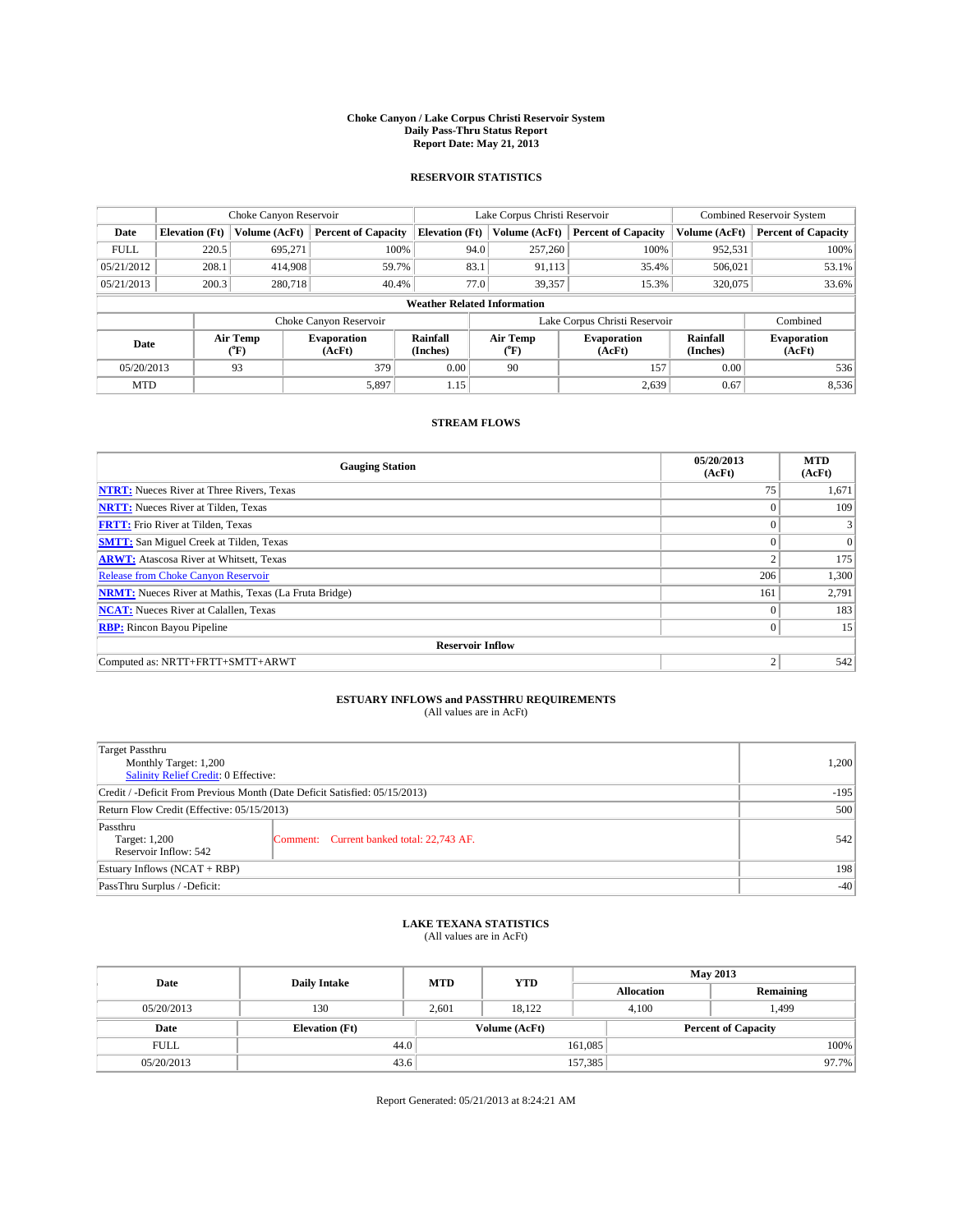# Choke Canyon / Lake Corpus Christi Reservoir System
## Daily Pass-Thru Status Report
## Report Date: May 21, 2013

### RESERVOIR STATISTICS

| | Choke Canyon Reservoir | | | Lake Corpus Christi Reservoir | | | Combined Reservoir System | |
|---|---|---|---|---|---|---|---|---|
| Date | Elevation (Ft) | Volume (AcFt) | Percent of Capacity | Elevation (Ft) | Volume (AcFt) | Percent of Capacity | Volume (AcFt) | Percent of Capacity |
| FULL | 220.5 | 695,271 | 100% | 94.0 | 257,260 | 100% | 952,531 | 100% |
| 05/21/2012 | 208.1 | 414,908 | 59.7% | 83.1 | 91,113 | 35.4% | 506,021 | 53.1% |
| 05/21/2013 | 200.3 | 280,718 | 40.4% | 77.0 | 39,357 | 15.3% | 320,075 | 33.6% |

**Weather Related Information**

| | Choke Canyon Reservoir | | | Lake Corpus Christi Reservoir | | | Combined |
|---|---|---|---|---|---|---|---|
| Date | Air Temp (°F) | Evaporation (AcFt) | Rainfall (Inches) | Air Temp (°F) | Evaporation (AcFt) | Rainfall (Inches) | Evaporation (AcFt) |
| 05/20/2013 | 93 | 379 | 0.00 | 90 | 157 | 0.00 | 536 |
| MTD | | 5,897 | 1.15 | | 2,639 | 0.67 | 8,536 |

### STREAM FLOWS

| Gauging Station | 05/20/2013 (AcFt) | MTD (AcFt) |
|---|---|---|
| NTRT: Nueces River at Three Rivers, Texas | 75 | 1,671 |
| NRTT: Nueces River at Tilden, Texas | 0 | 109 |
| FRTT: Frio River at Tilden, Texas | 0 | 3 |
| SMTT: San Miguel Creek at Tilden, Texas | 0 | 0 |
| ARWT: Atascosa River at Whitsett, Texas | 2 | 175 |
| Release from Choke Canyon Reservoir | 206 | 1,300 |
| NRMT: Nueces River at Mathis, Texas (La Fruta Bridge) | 161 | 2,791 |
| NCAT: Nueces River at Calallen, Texas | 0 | 183 |
| RBP: Rincon Bayou Pipeline | 0 | 15 |
| **Reservoir Inflow** | | |
| Computed as: NRTT+FRTT+SMTT+ARWT | 2 | 542 |

### ESTUARY INFLOWS and PASSTHRU REQUIREMENTS
(All values are in AcFt)

| | | |
|---|---|---|
| Target Passthru<br>Monthly Target: 1,200<br>Salinity Relief Credit: 0 Effective: | | 1,200 |
| Credit / -Deficit From Previous Month (Date Deficit Satisfied: 05/15/2013) | | -195 |
| Return Flow Credit (Effective: 05/15/2013) | | 500 |
| Passthru<br>Target: 1,200<br>Reservoir Inflow: 542 | Comment: Current banked total: 22,743 AF. | 542 |
| Estuary Inflows (NCAT + RBP) | | 198 |
| PassThru Surplus / -Deficit: | | -40 |

### LAKE TEXANA STATISTICS
(All values are in AcFt)

| Date | Daily Intake | MTD | YTD | May 2013 Allocation | May 2013 Remaining |
|---|---|---|---|---|---|
| 05/20/2013 | 130 | 2,601 | 18,122 | 4,100 | 1,499 |

| Date | Elevation (Ft) | Volume (AcFt) | Percent of Capacity |
|---|---|---|---|
| FULL | 44.0 | 161,085 | 100% |
| 05/20/2013 | 43.6 | 157,385 | 97.7% |

Report Generated: 05/21/2013 at 8:24:21 AM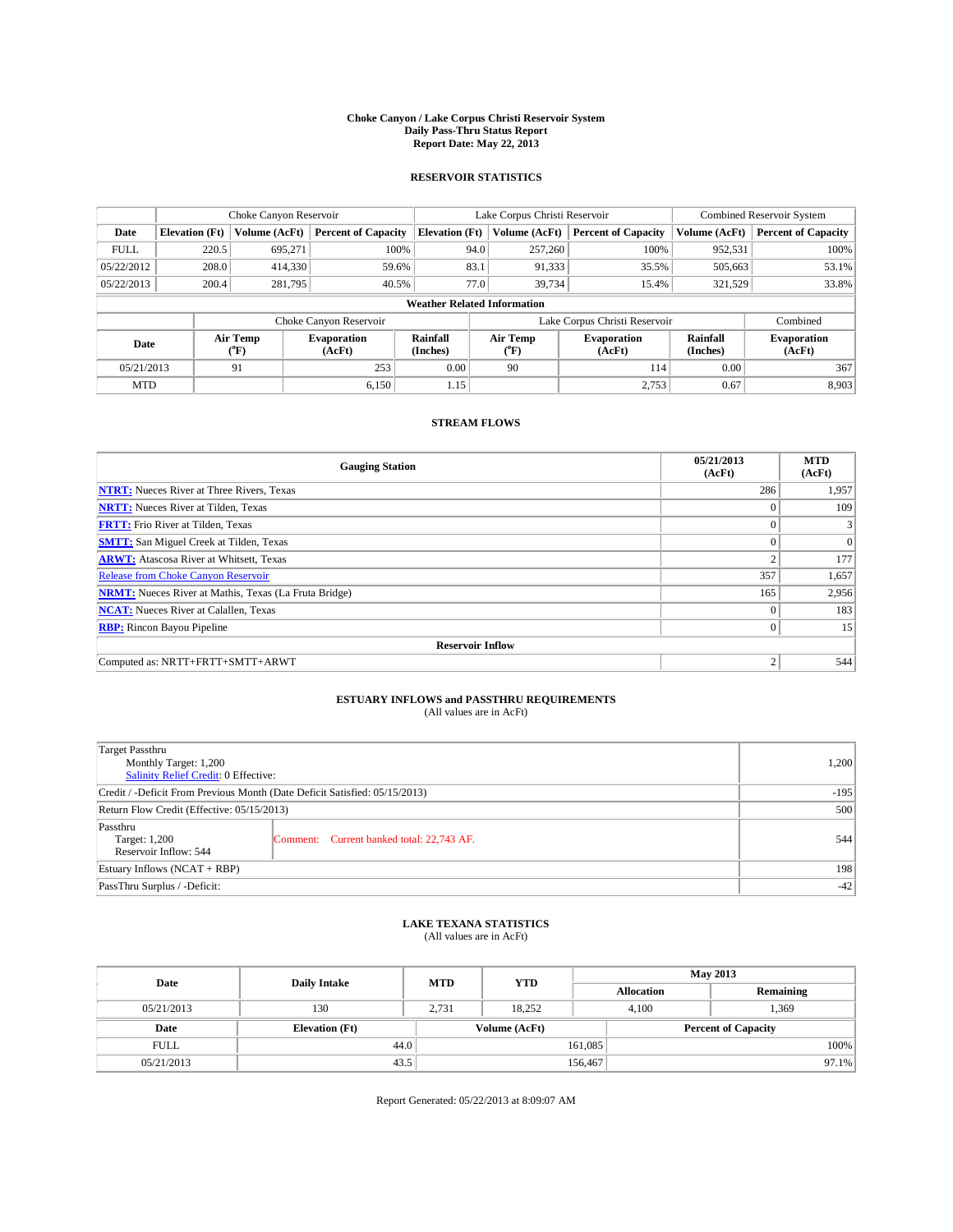# Choke Canyon / Lake Corpus Christi Reservoir System
## Daily Pass-Thru Status Report
### Report Date: May 22, 2013

## RESERVOIR STATISTICS

| | Choke Canyon Reservoir | | | Lake Corpus Christi Reservoir | | | Combined Reservoir System | |
|---|---|---|---|---|---|---|---|---|
| Date | Elevation (Ft) | Volume (AcFt) | Percent of Capacity | Elevation (Ft) | Volume (AcFt) | Percent of Capacity | Volume (AcFt) | Percent of Capacity |
| FULL | 220.5 | 695,271 | 100% | 94.0 | 257,260 | 100% | 952,531 | 100% |
| 05/22/2012 | 208.0 | 414,330 | 59.6% | 83.1 | 91,333 | 35.5% | 505,663 | 53.1% |
| 05/22/2013 | 200.4 | 281,795 | 40.5% | 77.0 | 39,734 | 15.4% | 321,529 | 33.8% |

**Weather Related Information**

| | Choke Canyon Reservoir | | | Lake Corpus Christi Reservoir | | | Combined |
|---|---|---|---|---|---|---|---|
| Date | Air Temp (°F) | Evaporation (AcFt) | Rainfall (Inches) | Air Temp (°F) | Evaporation (AcFt) | Rainfall (Inches) | Evaporation (AcFt) |
| 05/21/2013 | 91 | 253 | 0.00 | 90 | 114 | 0.00 | 367 |
| MTD | | 6,150 | 1.15 | | 2,753 | 0.67 | 8,903 |

## STREAM FLOWS

| Gauging Station | 05/21/2013 (AcFt) | MTD (AcFt) |
|---|---|---|
| **NTRT:** Nueces River at Three Rivers, Texas | 286 | 1,957 |
| **NRTT:** Nueces River at Tilden, Texas | 0 | 109 |
| **FRTT:** Frio River at Tilden, Texas | 0 | 3 |
| **SMTT:** San Miguel Creek at Tilden, Texas | 0 | 0 |
| **ARWT:** Atascosa River at Whitsett, Texas | 2 | 177 |
| Release from Choke Canyon Reservoir | 357 | 1,657 |
| **NRMT:** Nueces River at Mathis, Texas (La Fruta Bridge) | 165 | 2,956 |
| **NCAT:** Nueces River at Calallen, Texas | 0 | 183 |
| **RBP:** Rincon Bayou Pipeline | 0 | 15 |
| **Reservoir Inflow** | | |
| Computed as: NRTT+FRTT+SMTT+ARWT | 2 | 544 |

## ESTUARY INFLOWS and PASSTHRU REQUIREMENTS
(All values are in AcFt)

| | | |
|---|---|---|
| Target Passthru<br>Monthly Target: 1,200<br>Salinity Relief Credit: 0 Effective: | | 1,200 |
| Credit / -Deficit From Previous Month (Date Deficit Satisfied: 05/15/2013) | | -195 |
| Return Flow Credit (Effective: 05/15/2013) | | 500 |
| Passthru<br>Target: 1,200<br>Reservoir Inflow: 544 | Comment: Current banked total: 22,743 AF. | 544 |
| Estuary Inflows (NCAT + RBP) | | 198 |
| PassThru Surplus / -Deficit: | | -42 |

## LAKE TEXANA STATISTICS
(All values are in AcFt)

| Date | Daily Intake | MTD | YTD | May 2013 Allocation | May 2013 Remaining |
|---|---|---|---|---|---|
| 05/21/2013 | 130 | 2,731 | 18,252 | 4,100 | 1,369 |

| Date | Elevation (Ft) | Volume (AcFt) | Percent of Capacity |
|---|---|---|---|
| FULL | 44.0 | 161,085 | 100% |
| 05/21/2013 | 43.5 | 156,467 | 97.1% |

Report Generated: 05/22/2013 at 8:09:07 AM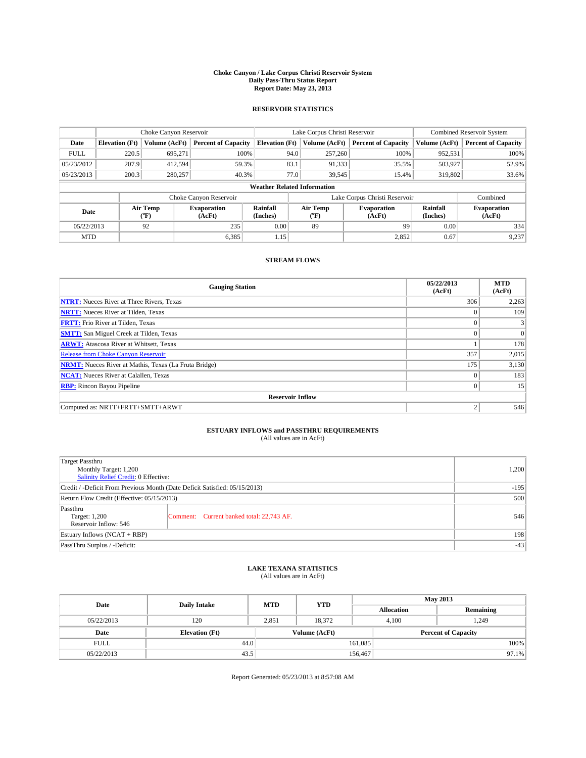# Choke Canyon / Lake Corpus Christi Reservoir System
## Daily Pass-Thru Status Report
### Report Date: May 23, 2013

## RESERVOIR STATISTICS

| | Choke Canyon Reservoir | | | Lake Corpus Christi Reservoir | | | Combined Reservoir System | |
|---|---|---|---|---|---|---|---|---|
| Date | Elevation (Ft) | Volume (AcFt) | Percent of Capacity | Elevation (Ft) | Volume (AcFt) | Percent of Capacity | Volume (AcFt) | Percent of Capacity |
| FULL | 220.5 | 695,271 | 100% | 94.0 | 257,260 | 100% | 952,531 | 100% |
| 05/23/2012 | 207.9 | 412,594 | 59.3% | 83.1 | 91,333 | 35.5% | 503,927 | 52.9% |
| 05/23/2013 | 200.3 | 280,257 | 40.3% | 77.0 | 39,545 | 15.4% | 319,802 | 33.6% |

**Weather Related Information**

| | Choke Canyon Reservoir | | | Lake Corpus Christi Reservoir | | | Combined |
|---|---|---|---|---|---|---|---|
| Date | Air Temp (°F) | Evaporation (AcFt) | Rainfall (Inches) | Air Temp (°F) | Evaporation (AcFt) | Rainfall (Inches) | Evaporation (AcFt) |
| 05/22/2013 | 92 | 235 | 0.00 | 89 | 99 | 0.00 | 334 |
| MTD | | 6,385 | 1.15 | | 2,852 | 0.67 | 9,237 |

## STREAM FLOWS

| Gauging Station | 05/22/2013 (AcFt) | MTD (AcFt) |
|---|---|---|
| NTRT: Nueces River at Three Rivers, Texas | 306 | 2,263 |
| NRTT: Nueces River at Tilden, Texas | 0 | 109 |
| FRTT: Frio River at Tilden, Texas | 0 | 3 |
| SMTT: San Miguel Creek at Tilden, Texas | 0 | 0 |
| ARWT: Atascosa River at Whitsett, Texas | 1 | 178 |
| Release from Choke Canyon Reservoir | 357 | 2,015 |
| NRMT: Nueces River at Mathis, Texas (La Fruta Bridge) | 175 | 3,130 |
| NCAT: Nueces River at Calallen, Texas | 0 | 183 |
| RBP: Rincon Bayou Pipeline | 0 | 15 |
| **Reservoir Inflow** | | |
| Computed as: NRTT+FRTT+SMTT+ARWT | 2 | 546 |

## ESTUARY INFLOWS and PASSTHRU REQUIREMENTS
(All values are in AcFt)

| | |
|---|---|
| Target Passthru<br>Monthly Target: 1,200<br>Salinity Relief Credit: 0 Effective: | 1,200 |
| Credit / -Deficit From Previous Month (Date Deficit Satisfied: 05/15/2013) | -195 |
| Return Flow Credit (Effective: 05/15/2013) | 500 |
| Passthru<br>Target: 1,200<br>Reservoir Inflow: 546 — Comment: Current banked total: 22,743 AF. | 546 |
| Estuary Inflows (NCAT + RBP) | 198 |
| PassThru Surplus / -Deficit: | -43 |

## LAKE TEXANA STATISTICS
(All values are in AcFt)

| Date | Daily Intake | MTD | YTD | May 2013 Allocation | May 2013 Remaining |
|---|---|---|---|---|---|
| 05/22/2013 | 120 | 2,851 | 18,372 | 4,100 | 1,249 |

| Date | Elevation (Ft) | Volume (AcFt) | Percent of Capacity |
|---|---|---|---|
| FULL | 44.0 | 161,085 | 100% |
| 05/22/2013 | 43.5 | 156,467 | 97.1% |

Report Generated: 05/23/2013 at 8:57:08 AM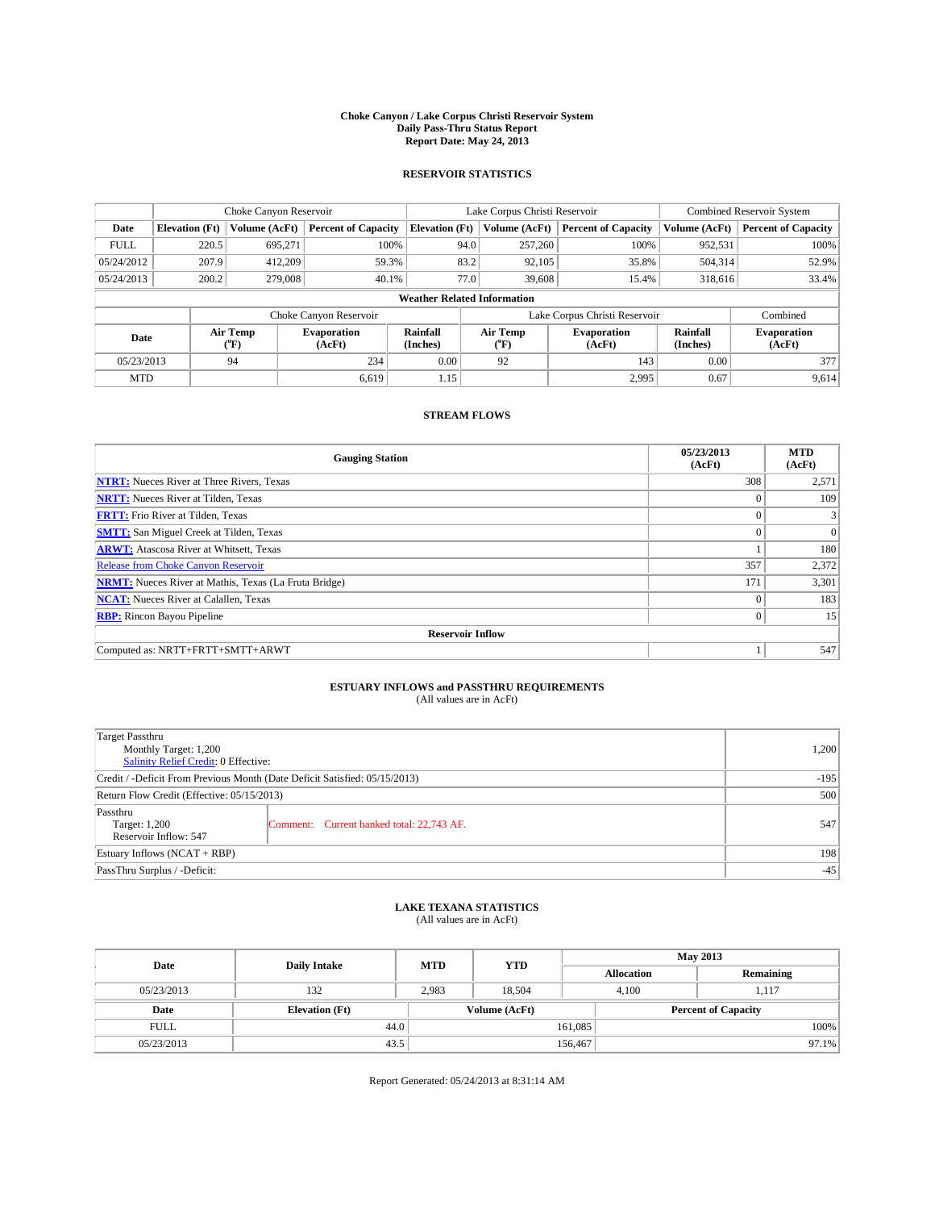**Choke Canyon / Lake Corpus Christi Reservoir System**
**Daily Pass-Thru Status Report**
**Report Date: May 24, 2013**

## RESERVOIR STATISTICS

| | Choke Canyon Reservoir | | | Lake Corpus Christi Reservoir | | | Combined Reservoir System | |
|---|---|---|---|---|---|---|---|---|
| Date | Elevation (Ft) | Volume (AcFt) | Percent of Capacity | Elevation (Ft) | Volume (AcFt) | Percent of Capacity | Volume (AcFt) | Percent of Capacity |
| FULL | 220.5 | 695,271 | 100% | 94.0 | 257,260 | 100% | 952,531 | 100% |
| 05/24/2012 | 207.9 | 412,209 | 59.3% | 83.2 | 92,105 | 35.8% | 504,314 | 52.9% |
| 05/24/2013 | 200.2 | 279,008 | 40.1% | 77.0 | 39,608 | 15.4% | 318,616 | 33.4% |

**Weather Related Information**

| | Choke Canyon Reservoir | | | Lake Corpus Christi Reservoir | | | Combined |
|---|---|---|---|---|---|---|---|
| Date | Air Temp (°F) | Evaporation (AcFt) | Rainfall (Inches) | Air Temp (°F) | Evaporation (AcFt) | Rainfall (Inches) | Evaporation (AcFt) |
| 05/23/2013 | 94 | 234 | 0.00 | 92 | 143 | 0.00 | 377 |
| MTD | | 6,619 | 1.15 | | 2,995 | 0.67 | 9,614 |

## STREAM FLOWS

| Gauging Station | 05/23/2013 (AcFt) | MTD (AcFt) |
|---|---|---|
| NTRT: Nueces River at Three Rivers, Texas | 308 | 2,571 |
| NRTT: Nueces River at Tilden, Texas | 0 | 109 |
| FRTT: Frio River at Tilden, Texas | 0 | 3 |
| SMTT: San Miguel Creek at Tilden, Texas | 0 | 0 |
| ARWT: Atascosa River at Whitsett, Texas | 1 | 180 |
| Release from Choke Canyon Reservoir | 357 | 2,372 |
| NRMT: Nueces River at Mathis, Texas (La Fruta Bridge) | 171 | 3,301 |
| NCAT: Nueces River at Calallen, Texas | 0 | 183 |
| RBP: Rincon Bayou Pipeline | 0 | 15 |
| **Reservoir Inflow** | | |
| Computed as: NRTT+FRTT+SMTT+ARWT | 1 | 547 |

## ESTUARY INFLOWS and PASSTHRU REQUIREMENTS

(All values are in AcFt)

| | | |
|---|---|---|
| Target Passthru<br>Monthly Target: 1,200<br>Salinity Relief Credit: 0 Effective: | | 1,200 |
| Credit / -Deficit From Previous Month (Date Deficit Satisfied: 05/15/2013) | | -195 |
| Return Flow Credit (Effective: 05/15/2013) | | 500 |
| Passthru<br>Target: 1,200<br>Reservoir Inflow: 547 | Comment: Current banked total: 22,743 AF. | 547 |
| Estuary Inflows (NCAT + RBP) | | 198 |
| PassThru Surplus / -Deficit: | | -45 |

## LAKE TEXANA STATISTICS

(All values are in AcFt)

| Date | Daily Intake | MTD | YTD | May 2013 Allocation | May 2013 Remaining |
|---|---|---|---|---|---|
| 05/23/2013 | 132 | 2,983 | 18,504 | 4,100 | 1,117 |

| Date | Elevation (Ft) | Volume (AcFt) | Percent of Capacity |
|---|---|---|---|
| FULL | 44.0 | 161,085 | 100% |
| 05/23/2013 | 43.5 | 156,467 | 97.1% |

Report Generated: 05/24/2013 at 8:31:14 AM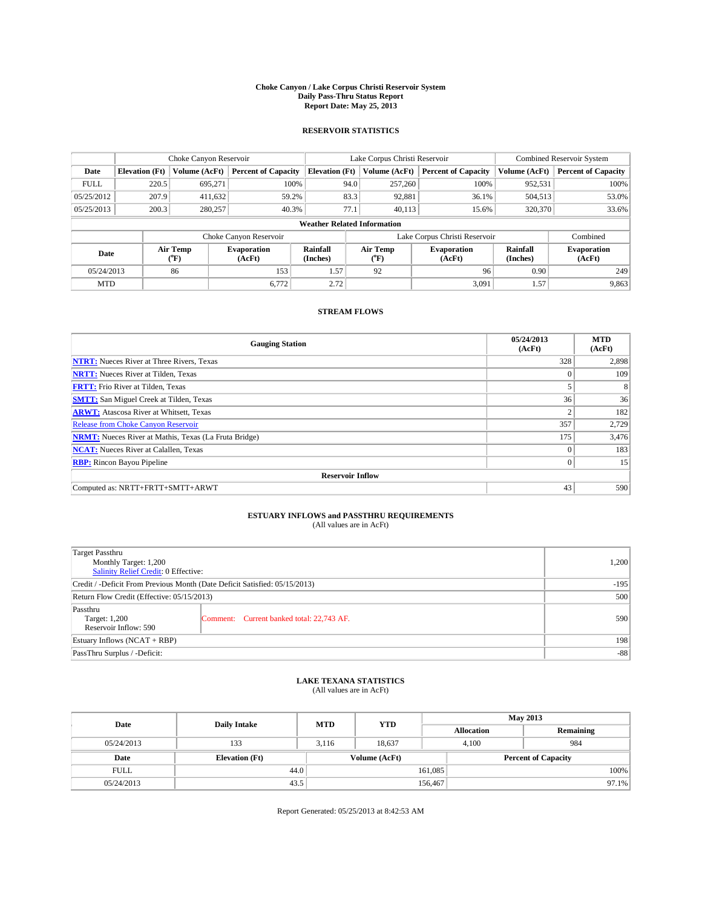# Choke Canyon / Lake Corpus Christi Reservoir System
## Daily Pass-Thru Status Report
## Report Date: May 25, 2013

### RESERVOIR STATISTICS

| | Choke Canyon Reservoir | | | Lake Corpus Christi Reservoir | | | Combined Reservoir System | |
|---|---|---|---|---|---|---|---|---|
| Date | Elevation (Ft) | Volume (AcFt) | Percent of Capacity | Elevation (Ft) | Volume (AcFt) | Percent of Capacity | Volume (AcFt) | Percent of Capacity |
| FULL | 220.5 | 695,271 | 100% | 94.0 | 257,260 | 100% | 952,531 | 100% |
| 05/25/2012 | 207.9 | 411,632 | 59.2% | 83.3 | 92,881 | 36.1% | 504,513 | 53.0% |
| 05/25/2013 | 200.3 | 280,257 | 40.3% | 77.1 | 40,113 | 15.6% | 320,370 | 33.6% |

**Weather Related Information**

| | Choke Canyon Reservoir | | | Lake Corpus Christi Reservoir | | | Combined |
|---|---|---|---|---|---|---|---|
| Date | Air Temp (°F) | Evaporation (AcFt) | Rainfall (Inches) | Air Temp (°F) | Evaporation (AcFt) | Rainfall (Inches) | Evaporation (AcFt) |
| 05/24/2013 | 86 | 153 | 1.57 | 92 | 96 | 0.90 | 249 |
| MTD | | 6,772 | 2.72 | | 3,091 | 1.57 | 9,863 |

### STREAM FLOWS

| Gauging Station | 05/24/2013 (AcFt) | MTD (AcFt) |
|---|---|---|
| NTRT: Nueces River at Three Rivers, Texas | 328 | 2,898 |
| NRTT: Nueces River at Tilden, Texas | 0 | 109 |
| FRTT: Frio River at Tilden, Texas | 5 | 8 |
| SMTT: San Miguel Creek at Tilden, Texas | 36 | 36 |
| ARWT: Atascosa River at Whitsett, Texas | 2 | 182 |
| Release from Choke Canyon Reservoir | 357 | 2,729 |
| NRMT: Nueces River at Mathis, Texas (La Fruta Bridge) | 175 | 3,476 |
| NCAT: Nueces River at Calallen, Texas | 0 | 183 |
| RBP: Rincon Bayou Pipeline | 0 | 15 |
| **Reservoir Inflow** | | |
| Computed as: NRTT+FRTT+SMTT+ARWT | 43 | 590 |

### ESTUARY INFLOWS and PASSTHRU REQUIREMENTS
(All values are in AcFt)

| | | |
|---|---|---|
| Target Passthru<br>Monthly Target: 1,200<br>Salinity Relief Credit: 0 Effective: | | 1,200 |
| Credit / -Deficit From Previous Month (Date Deficit Satisfied: 05/15/2013) | | -195 |
| Return Flow Credit (Effective: 05/15/2013) | | 500 |
| Passthru<br>Target: 1,200<br>Reservoir Inflow: 590 | Comment: Current banked total: 22,743 AF. | 590 |
| Estuary Inflows (NCAT + RBP) | | 198 |
| PassThru Surplus / -Deficit: | | -88 |

### LAKE TEXANA STATISTICS
(All values are in AcFt)

| Date | Daily Intake | MTD | YTD | May 2013 Allocation | May 2013 Remaining |
|---|---|---|---|---|---|
| 05/24/2013 | 133 | 3,116 | 18,637 | 4,100 | 984 |

| Date | Elevation (Ft) | Volume (AcFt) | Percent of Capacity |
|---|---|---|---|
| FULL | 44.0 | 161,085 | 100% |
| 05/24/2013 | 43.5 | 156,467 | 97.1% |

Report Generated: 05/25/2013 at 8:42:53 AM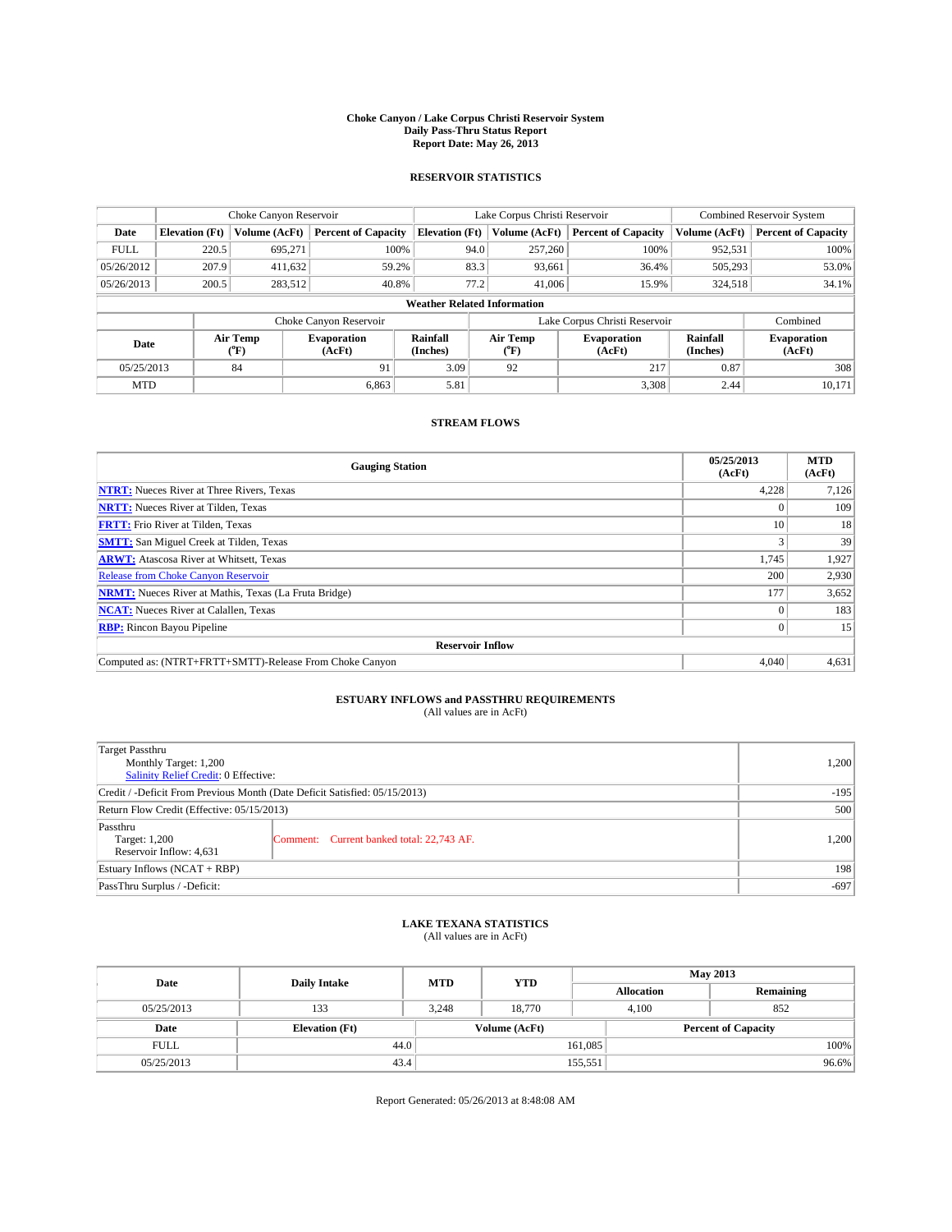# Choke Canyon / Lake Corpus Christi Reservoir System
## Daily Pass-Thru Status Report
### Report Date: May 26, 2013

## RESERVOIR STATISTICS

| | Choke Canyon Reservoir | | | Lake Corpus Christi Reservoir | | | Combined Reservoir System | |
|---|---|---|---|---|---|---|---|---|
| Date | Elevation (Ft) | Volume (AcFt) | Percent of Capacity | Elevation (Ft) | Volume (AcFt) | Percent of Capacity | Volume (AcFt) | Percent of Capacity |
| FULL | 220.5 | 695,271 | 100% | 94.0 | 257,260 | 100% | 952,531 | 100% |
| 05/26/2012 | 207.9 | 411,632 | 59.2% | 83.3 | 93,661 | 36.4% | 505,293 | 53.0% |
| 05/26/2013 | 200.5 | 283,512 | 40.8% | 77.2 | 41,006 | 15.9% | 324,518 | 34.1% |

**Weather Related Information**

| | Choke Canyon Reservoir | | | Lake Corpus Christi Reservoir | | | Combined |
|---|---|---|---|---|---|---|---|
| Date | Air Temp (°F) | Evaporation (AcFt) | Rainfall (Inches) | Air Temp (°F) | Evaporation (AcFt) | Rainfall (Inches) | Evaporation (AcFt) |
| 05/25/2013 | 84 | 91 | 3.09 | 92 | 217 | 0.87 | 308 |
| MTD | | 6,863 | 5.81 | | 3,308 | 2.44 | 10,171 |

## STREAM FLOWS

| Gauging Station | 05/25/2013 (AcFt) | MTD (AcFt) |
|---|---|---|
| **NTRT:** Nueces River at Three Rivers, Texas | 4,228 | 7,126 |
| **NRTT:** Nueces River at Tilden, Texas | 0 | 109 |
| **FRTT:** Frio River at Tilden, Texas | 10 | 18 |
| **SMTT:** San Miguel Creek at Tilden, Texas | 3 | 39 |
| **ARWT:** Atascosa River at Whitsett, Texas | 1,745 | 1,927 |
| Release from Choke Canyon Reservoir | 200 | 2,930 |
| **NRMT:** Nueces River at Mathis, Texas (La Fruta Bridge) | 177 | 3,652 |
| **NCAT:** Nueces River at Calallen, Texas | 0 | 183 |
| **RBP:** Rincon Bayou Pipeline | 0 | 15 |
| **Reservoir Inflow** | | |
| Computed as: (NTRT+FRTT+SMTT)-Release From Choke Canyon | 4,040 | 4,631 |

## ESTUARY INFLOWS and PASSTHRU REQUIREMENTS
(All values are in AcFt)

| | | |
|---|---|---|
| Target Passthru<br>Monthly Target: 1,200<br>Salinity Relief Credit: 0 Effective: | | 1,200 |
| Credit / -Deficit From Previous Month (Date Deficit Satisfied: 05/15/2013) | | -195 |
| Return Flow Credit (Effective: 05/15/2013) | | 500 |
| Passthru<br>Target: 1,200<br>Reservoir Inflow: 4,631 | Comment: Current banked total: 22,743 AF. | 1,200 |
| Estuary Inflows (NCAT + RBP) | | 198 |
| PassThru Surplus / -Deficit: | | -697 |

## LAKE TEXANA STATISTICS
(All values are in AcFt)

| Date | Daily Intake | MTD | YTD | May 2013 Allocation | May 2013 Remaining |
|---|---|---|---|---|---|
| 05/25/2013 | 133 | 3,248 | 18,770 | 4,100 | 852 |

| Date | Elevation (Ft) | Volume (AcFt) | Percent of Capacity |
|---|---|---|---|
| FULL | 44.0 | 161,085 | 100% |
| 05/25/2013 | 43.4 | 155,551 | 96.6% |

Report Generated: 05/26/2013 at 8:48:08 AM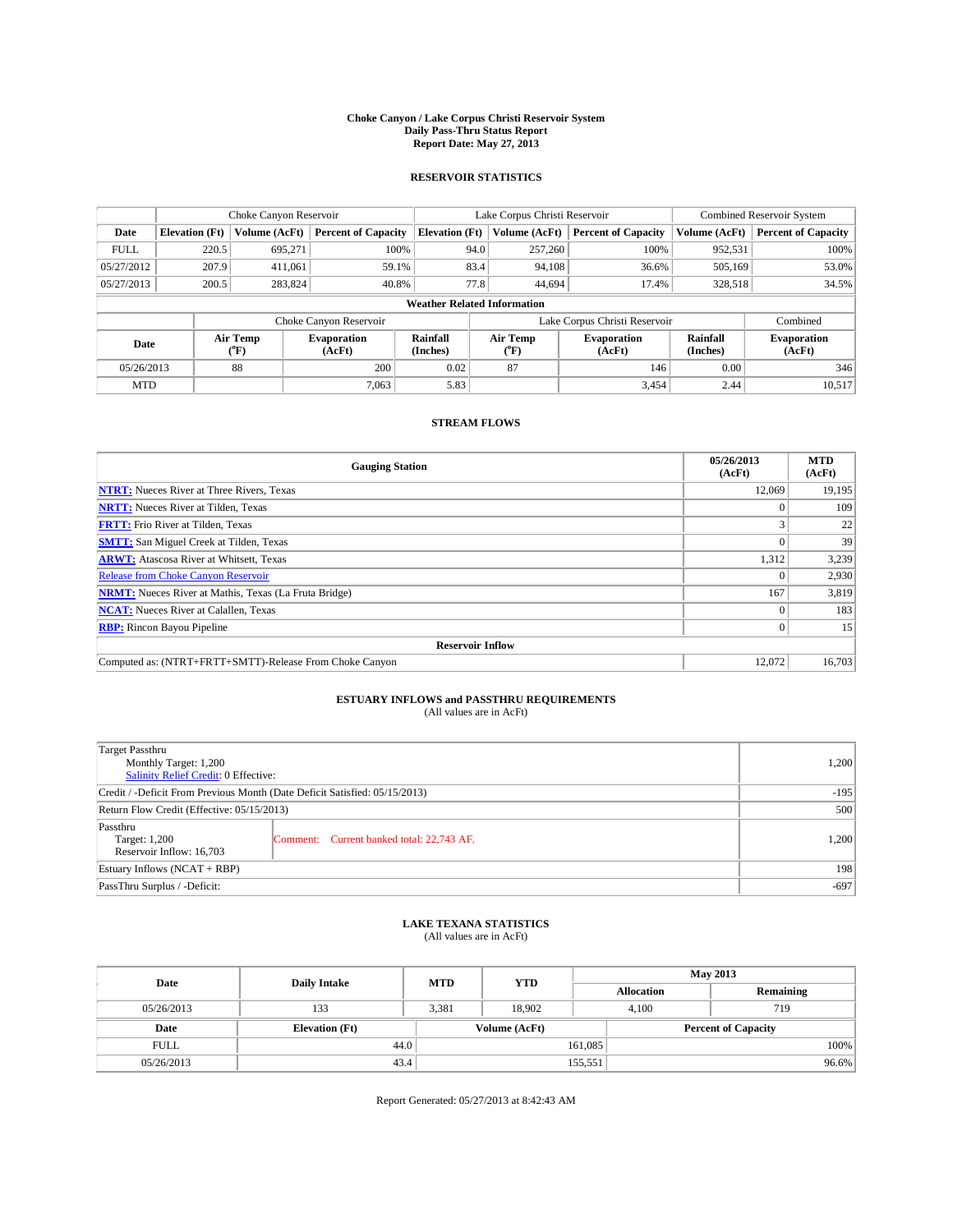# Choke Canyon / Lake Corpus Christi Reservoir System
## Daily Pass-Thru Status Report
### Report Date: May 27, 2013

## RESERVOIR STATISTICS

| | Choke Canyon Reservoir | | | Lake Corpus Christi Reservoir | | | Combined Reservoir System | |
|---|---|---|---|---|---|---|---|---|
| Date | Elevation (Ft) | Volume (AcFt) | Percent of Capacity | Elevation (Ft) | Volume (AcFt) | Percent of Capacity | Volume (AcFt) | Percent of Capacity |
| FULL | 220.5 | 695,271 | 100% | 94.0 | 257,260 | 100% | 952,531 | 100% |
| 05/27/2012 | 207.9 | 411,061 | 59.1% | 83.4 | 94,108 | 36.6% | 505,169 | 53.0% |
| 05/27/2013 | 200.5 | 283,824 | 40.8% | 77.8 | 44,694 | 17.4% | 328,518 | 34.5% |

**Weather Related Information**

| | Choke Canyon Reservoir | | | Lake Corpus Christi Reservoir | | | Combined |
|---|---|---|---|---|---|---|---|
| Date | Air Temp (°F) | Evaporation (AcFt) | Rainfall (Inches) | Air Temp (°F) | Evaporation (AcFt) | Rainfall (Inches) | Evaporation (AcFt) |
| 05/26/2013 | 88 | 200 | 0.02 | 87 | 146 | 0.00 | 346 |
| MTD | | 7,063 | 5.83 | | 3,454 | 2.44 | 10,517 |

## STREAM FLOWS

| Gauging Station | 05/26/2013 (AcFt) | MTD (AcFt) |
|---|---|---|
| **NTRT:** Nueces River at Three Rivers, Texas | 12,069 | 19,195 |
| **NRTT:** Nueces River at Tilden, Texas | 0 | 109 |
| **FRTT:** Frio River at Tilden, Texas | 3 | 22 |
| **SMTT:** San Miguel Creek at Tilden, Texas | 0 | 39 |
| **ARWT:** Atascosa River at Whitsett, Texas | 1,312 | 3,239 |
| Release from Choke Canyon Reservoir | 0 | 2,930 |
| **NRMT:** Nueces River at Mathis, Texas (La Fruta Bridge) | 167 | 3,819 |
| **NCAT:** Nueces River at Calallen, Texas | 0 | 183 |
| **RBP:** Rincon Bayou Pipeline | 0 | 15 |
| **Reservoir Inflow** | | |
| Computed as: (NTRT+FRTT+SMTT)-Release From Choke Canyon | 12,072 | 16,703 |

## ESTUARY INFLOWS and PASSTHRU REQUIREMENTS
(All values are in AcFt)

| | | |
|---|---|---|
| Target Passthru<br>Monthly Target: 1,200<br>Salinity Relief Credit: 0 Effective: | | 1,200 |
| Credit / -Deficit From Previous Month (Date Deficit Satisfied: 05/15/2013) | | -195 |
| Return Flow Credit (Effective: 05/15/2013) | | 500 |
| Passthru<br>Target: 1,200<br>Reservoir Inflow: 16,703 | Comment: Current banked total: 22,743 AF. | 1,200 |
| Estuary Inflows (NCAT + RBP) | | 198 |
| PassThru Surplus / -Deficit: | | -697 |

## LAKE TEXANA STATISTICS
(All values are in AcFt)

| Date | Daily Intake | MTD | YTD | May 2013 Allocation | May 2013 Remaining |
|---|---|---|---|---|---|
| 05/26/2013 | 133 | 3,381 | 18,902 | 4,100 | 719 |

| Date | Elevation (Ft) | Volume (AcFt) | Percent of Capacity |
|---|---|---|---|
| FULL | 44.0 | 161,085 | 100% |
| 05/26/2013 | 43.4 | 155,551 | 96.6% |

Report Generated: 05/27/2013 at 8:42:43 AM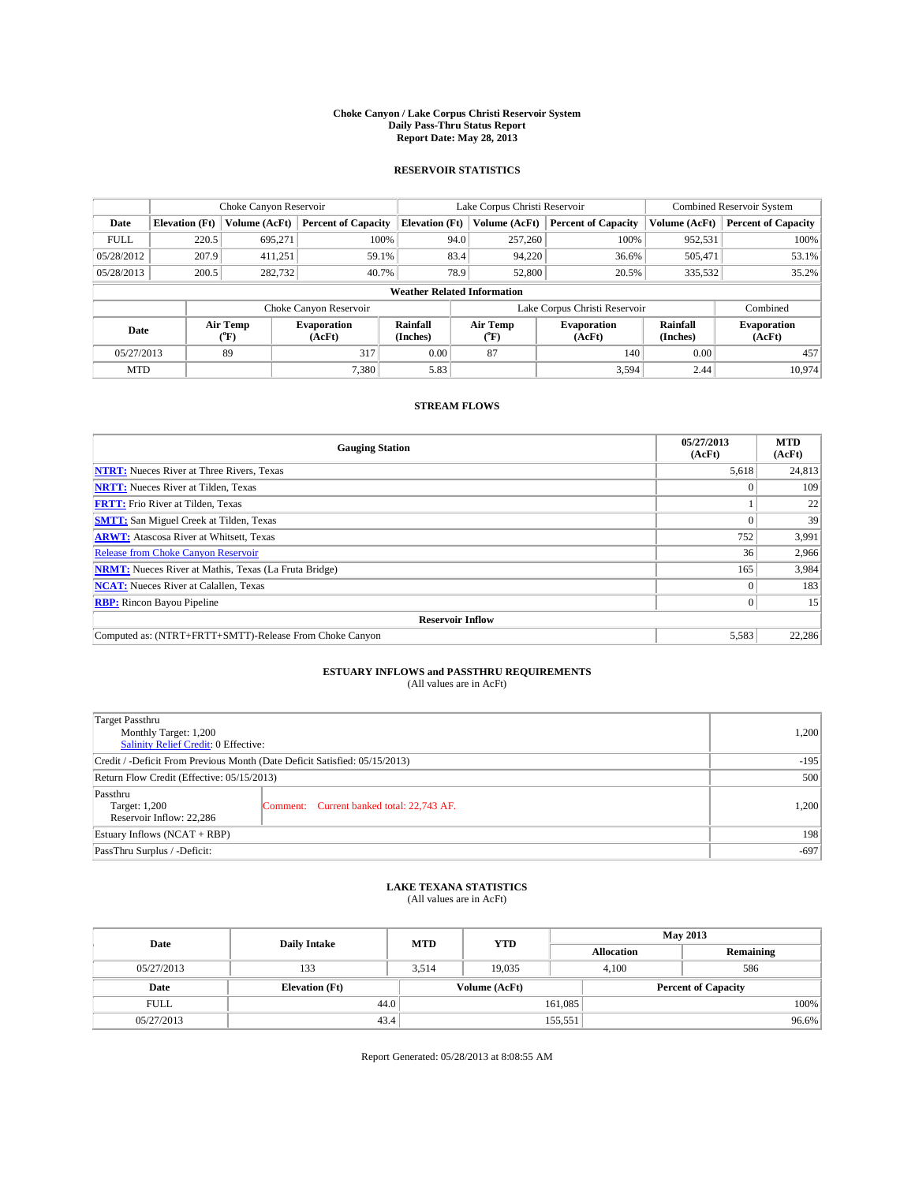# Choke Canyon / Lake Corpus Christi Reservoir System
## Daily Pass-Thru Status Report
## Report Date: May 28, 2013

## RESERVOIR STATISTICS

| | Choke Canyon Reservoir | | | Lake Corpus Christi Reservoir | | | Combined Reservoir System | |
|---|---|---|---|---|---|---|---|---|
| Date | Elevation (Ft) | Volume (AcFt) | Percent of Capacity | Elevation (Ft) | Volume (AcFt) | Percent of Capacity | Volume (AcFt) | Percent of Capacity |
| FULL | 220.5 | 695,271 | 100% | 94.0 | 257,260 | 100% | 952,531 | 100% |
| 05/28/2012 | 207.9 | 411,251 | 59.1% | 83.4 | 94,220 | 36.6% | 505,471 | 53.1% |
| 05/28/2013 | 200.5 | 282,732 | 40.7% | 78.9 | 52,800 | 20.5% | 335,532 | 35.2% |

**Weather Related Information**

| | Choke Canyon Reservoir | | | Lake Corpus Christi Reservoir | | | Combined |
|---|---|---|---|---|---|---|---|
| Date | Air Temp (°F) | Evaporation (AcFt) | Rainfall (Inches) | Air Temp (°F) | Evaporation (AcFt) | Rainfall (Inches) | Evaporation (AcFt) |
| 05/27/2013 | 89 | 317 | 0.00 | 87 | 140 | 0.00 | 457 |
| MTD | | 7,380 | 5.83 | | 3,594 | 2.44 | 10,974 |

## STREAM FLOWS

| Gauging Station | 05/27/2013 (AcFt) | MTD (AcFt) |
|---|---|---|
| **NTRT:** Nueces River at Three Rivers, Texas | 5,618 | 24,813 |
| **NRTT:** Nueces River at Tilden, Texas | 0 | 109 |
| **FRTT:** Frio River at Tilden, Texas | 1 | 22 |
| **SMTT:** San Miguel Creek at Tilden, Texas | 0 | 39 |
| **ARWT:** Atascosa River at Whitsett, Texas | 752 | 3,991 |
| Release from Choke Canyon Reservoir | 36 | 2,966 |
| **NRMT:** Nueces River at Mathis, Texas (La Fruta Bridge) | 165 | 3,984 |
| **NCAT:** Nueces River at Calallen, Texas | 0 | 183 |
| **RBP:** Rincon Bayou Pipeline | 0 | 15 |
| **Reservoir Inflow** | | |
| Computed as: (NTRT+FRTT+SMTT)-Release From Choke Canyon | 5,583 | 22,286 |

## ESTUARY INFLOWS and PASSTHRU REQUIREMENTS
(All values are in AcFt)

| | | |
|---|---|---|
| Target Passthru<br>Monthly Target: 1,200<br>Salinity Relief Credit: 0 Effective: | | 1,200 |
| Credit / -Deficit From Previous Month (Date Deficit Satisfied: 05/15/2013) | | -195 |
| Return Flow Credit (Effective: 05/15/2013) | | 500 |
| Passthru<br>Target: 1,200<br>Reservoir Inflow: 22,286 | Comment: Current banked total: 22,743 AF. | 1,200 |
| Estuary Inflows (NCAT + RBP) | | 198 |
| PassThru Surplus / -Deficit: | | -697 |

## LAKE TEXANA STATISTICS
(All values are in AcFt)

| Date | Daily Intake | MTD | YTD | May 2013 Allocation | May 2013 Remaining |
|---|---|---|---|---|---|
| 05/27/2013 | 133 | 3,514 | 19,035 | 4,100 | 586 |

| Date | Elevation (Ft) | Volume (AcFt) | Percent of Capacity |
|---|---|---|---|
| FULL | 44.0 | 161,085 | 100% |
| 05/27/2013 | 43.4 | 155,551 | 96.6% |

Report Generated: 05/28/2013 at 8:08:55 AM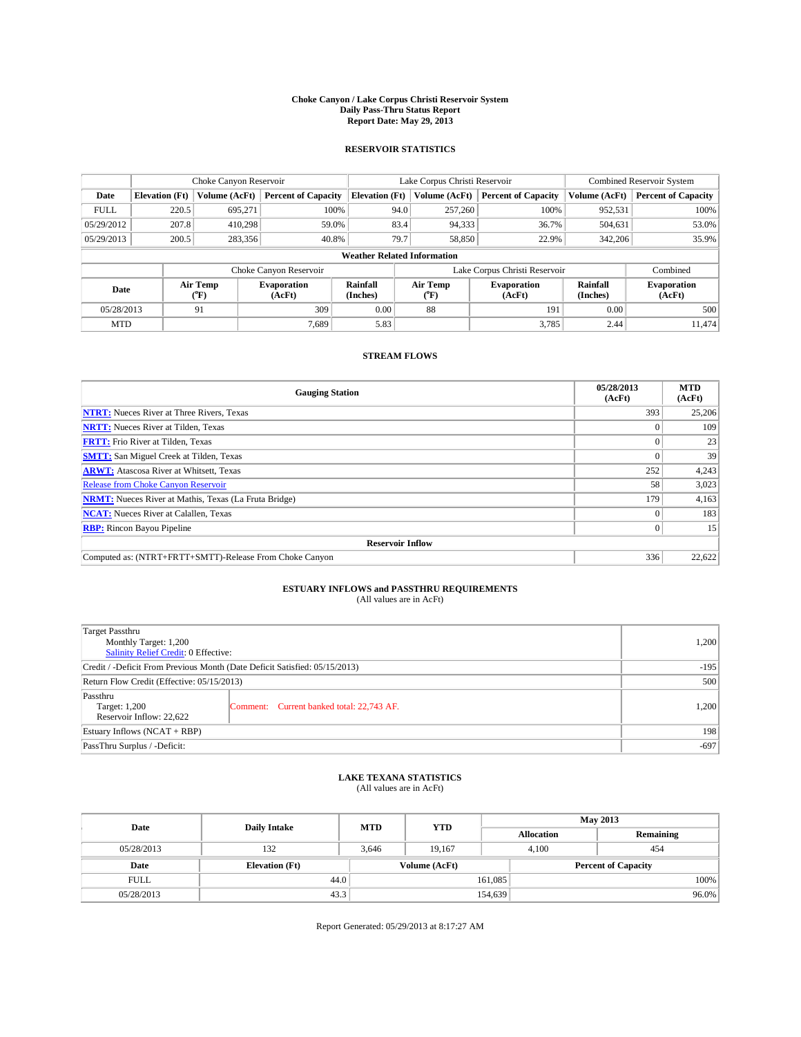# Choke Canyon / Lake Corpus Christi Reservoir System
## Daily Pass-Thru Status Report
### Report Date: May 29, 2013

## RESERVOIR STATISTICS

| | Choke Canyon Reservoir | | | Lake Corpus Christi Reservoir | | | Combined Reservoir System | |
|---|---|---|---|---|---|---|---|---|
| Date | Elevation (Ft) | Volume (AcFt) | Percent of Capacity | Elevation (Ft) | Volume (AcFt) | Percent of Capacity | Volume (AcFt) | Percent of Capacity |
| FULL | 220.5 | 695,271 | 100% | 94.0 | 257,260 | 100% | 952,531 | 100% |
| 05/29/2012 | 207.8 | 410,298 | 59.0% | 83.4 | 94,333 | 36.7% | 504,631 | 53.0% |
| 05/29/2013 | 200.5 | 283,356 | 40.8% | 79.7 | 58,850 | 22.9% | 342,206 | 35.9% |

**Weather Related Information**

| | Choke Canyon Reservoir | | | Lake Corpus Christi Reservoir | | | Combined |
|---|---|---|---|---|---|---|---|
| Date | Air Temp (°F) | Evaporation (AcFt) | Rainfall (Inches) | Air Temp (°F) | Evaporation (AcFt) | Rainfall (Inches) | Evaporation (AcFt) |
| 05/28/2013 | 91 | 309 | 0.00 | 88 | 191 | 0.00 | 500 |
| MTD | | 7,689 | 5.83 | | 3,785 | 2.44 | 11,474 |

## STREAM FLOWS

| Gauging Station | 05/28/2013 (AcFt) | MTD (AcFt) |
|---|---|---|
| **NTRT:** Nueces River at Three Rivers, Texas | 393 | 25,206 |
| **NRTT:** Nueces River at Tilden, Texas | 0 | 109 |
| **FRTT:** Frio River at Tilden, Texas | 0 | 23 |
| **SMTT:** San Miguel Creek at Tilden, Texas | 0 | 39 |
| **ARWT:** Atascosa River at Whitsett, Texas | 252 | 4,243 |
| Release from Choke Canyon Reservoir | 58 | 3,023 |
| **NRMT:** Nueces River at Mathis, Texas (La Fruta Bridge) | 179 | 4,163 |
| **NCAT:** Nueces River at Calallen, Texas | 0 | 183 |
| **RBP:** Rincon Bayou Pipeline | 0 | 15 |
| **Reservoir Inflow** | | |
| Computed as: (NTRT+FRTT+SMTT)-Release From Choke Canyon | 336 | 22,622 |

## ESTUARY INFLOWS and PASSTHRU REQUIREMENTS
(All values are in AcFt)

| | | |
|---|---|---|
| Target Passthru<br>Monthly Target: 1,200<br>Salinity Relief Credit: 0 Effective: | | 1,200 |
| Credit / -Deficit From Previous Month (Date Deficit Satisfied: 05/15/2013) | | -195 |
| Return Flow Credit (Effective: 05/15/2013) | | 500 |
| Passthru<br>Target: 1,200<br>Reservoir Inflow: 22,622 | Comment: Current banked total: 22,743 AF. | 1,200 |
| Estuary Inflows (NCAT + RBP) | | 198 |
| PassThru Surplus / -Deficit: | | -697 |

## LAKE TEXANA STATISTICS
(All values are in AcFt)

| Date | Daily Intake | MTD | YTD | May 2013 Allocation | May 2013 Remaining |
|---|---|---|---|---|---|
| 05/28/2013 | 132 | 3,646 | 19,167 | 4,100 | 454 |

| Date | Elevation (Ft) | Volume (AcFt) | Percent of Capacity |
|---|---|---|---|
| FULL | 44.0 | 161,085 | 100% |
| 05/28/2013 | 43.3 | 154,639 | 96.0% |

Report Generated: 05/29/2013 at 8:17:27 AM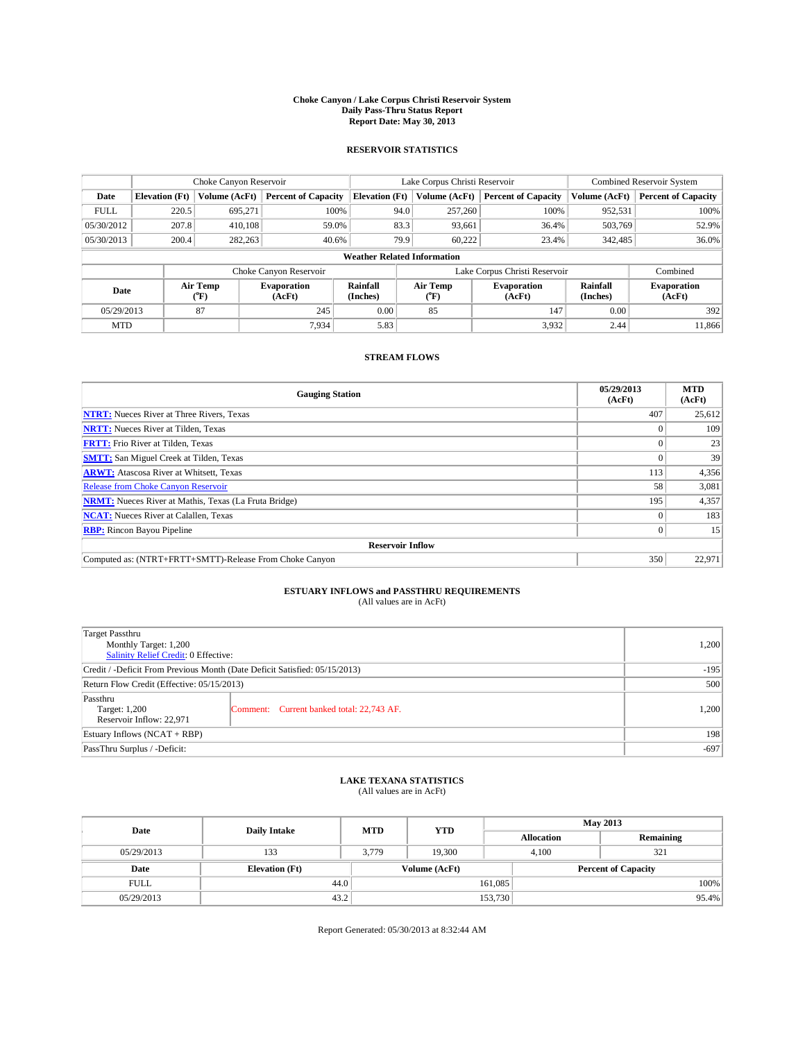**Choke Canyon / Lake Corpus Christi Reservoir System**
**Daily Pass-Thru Status Report**
**Report Date: May 30, 2013**

## RESERVOIR STATISTICS

| | Choke Canyon Reservoir | | | Lake Corpus Christi Reservoir | | | Combined Reservoir System | |
|---|---|---|---|---|---|---|---|---|
| Date | Elevation (Ft) | Volume (AcFt) | Percent of Capacity | Elevation (Ft) | Volume (AcFt) | Percent of Capacity | Volume (AcFt) | Percent of Capacity |
| FULL | 220.5 | 695,271 | 100% | 94.0 | 257,260 | 100% | 952,531 | 100% |
| 05/30/2012 | 207.8 | 410,108 | 59.0% | 83.3 | 93,661 | 36.4% | 503,769 | 52.9% |
| 05/30/2013 | 200.4 | 282,263 | 40.6% | 79.9 | 60,222 | 23.4% | 342,485 | 36.0% |

**Weather Related Information**

| | Choke Canyon Reservoir | | | Lake Corpus Christi Reservoir | | | Combined |
|---|---|---|---|---|---|---|---|
| Date | Air Temp (°F) | Evaporation (AcFt) | Rainfall (Inches) | Air Temp (°F) | Evaporation (AcFt) | Rainfall (Inches) | Evaporation (AcFt) |
| 05/29/2013 | 87 | 245 | 0.00 | 85 | 147 | 0.00 | 392 |
| MTD | | 7,934 | 5.83 | | 3,932 | 2.44 | 11,866 |

## STREAM FLOWS

| Gauging Station | 05/29/2013 (AcFt) | MTD (AcFt) |
|---|---|---|
| NTRT: Nueces River at Three Rivers, Texas | 407 | 25,612 |
| NRTT: Nueces River at Tilden, Texas | 0 | 109 |
| FRTT: Frio River at Tilden, Texas | 0 | 23 |
| SMTT: San Miguel Creek at Tilden, Texas | 0 | 39 |
| ARWT: Atascosa River at Whitsett, Texas | 113 | 4,356 |
| Release from Choke Canyon Reservoir | 58 | 3,081 |
| NRMT: Nueces River at Mathis, Texas (La Fruta Bridge) | 195 | 4,357 |
| NCAT: Nueces River at Calallen, Texas | 0 | 183 |
| RBP: Rincon Bayou Pipeline | 0 | 15 |
| **Reservoir Inflow** | | |
| Computed as: (NTRT+FRTT+SMTT)-Release From Choke Canyon | 350 | 22,971 |

## ESTUARY INFLOWS and PASSTHRU REQUIREMENTS
(All values are in AcFt)

| | |
|---|---|
| Target Passthru<br>Monthly Target: 1,200<br>Salinity Relief Credit: 0 Effective: | 1,200 |
| Credit / -Deficit From Previous Month (Date Deficit Satisfied: 05/15/2013) | -195 |
| Return Flow Credit (Effective: 05/15/2013) | 500 |
| Passthru<br>Target: 1,200<br>Reservoir Inflow: 22,971 — Comment: Current banked total: 22,743 AF. | 1,200 |
| Estuary Inflows (NCAT + RBP) | 198 |
| PassThru Surplus / -Deficit: | -697 |

## LAKE TEXANA STATISTICS
(All values are in AcFt)

| Date | Daily Intake | MTD | YTD | May 2013 Allocation | May 2013 Remaining |
|---|---|---|---|---|---|
| 05/29/2013 | 133 | 3,779 | 19,300 | 4,100 | 321 |

| Date | Elevation (Ft) | Volume (AcFt) | Percent of Capacity |
|---|---|---|---|
| FULL | 44.0 | 161,085 | 100% |
| 05/29/2013 | 43.2 | 153,730 | 95.4% |

Report Generated: 05/30/2013 at 8:32:44 AM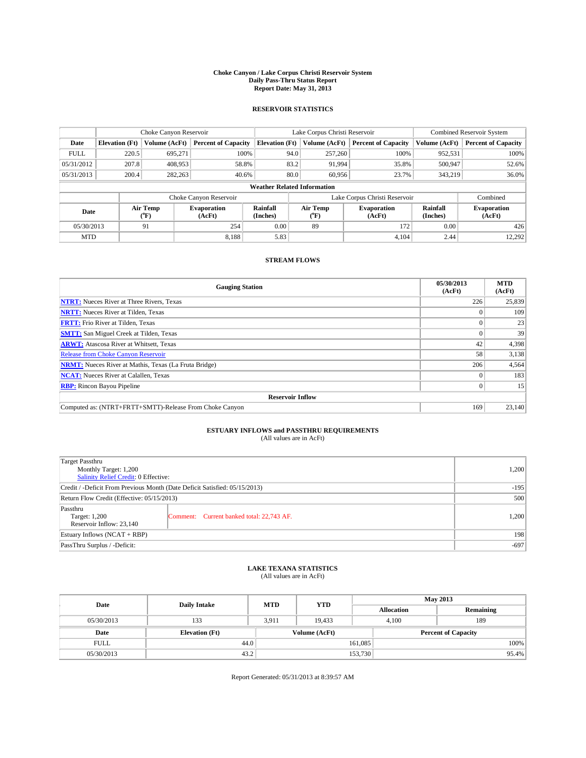**Choke Canyon / Lake Corpus Christi Reservoir System**
**Daily Pass-Thru Status Report**
**Report Date: May 31, 2013**

## RESERVOIR STATISTICS

| | Choke Canyon Reservoir | | | Lake Corpus Christi Reservoir | | | Combined Reservoir System | |
|---|---|---|---|---|---|---|---|---|
| Date | Elevation (Ft) | Volume (AcFt) | Percent of Capacity | Elevation (Ft) | Volume (AcFt) | Percent of Capacity | Volume (AcFt) | Percent of Capacity |
| FULL | 220.5 | 695,271 | 100% | 94.0 | 257,260 | 100% | 952,531 | 100% |
| 05/31/2012 | 207.8 | 408,953 | 58.8% | 83.2 | 91,994 | 35.8% | 500,947 | 52.6% |
| 05/31/2013 | 200.4 | 282,263 | 40.6% | 80.0 | 60,956 | 23.7% | 343,219 | 36.0% |

**Weather Related Information**

| | Choke Canyon Reservoir | | | Lake Corpus Christi Reservoir | | | Combined |
|---|---|---|---|---|---|---|---|
| Date | Air Temp (°F) | Evaporation (AcFt) | Rainfall (Inches) | Air Temp (°F) | Evaporation (AcFt) | Rainfall (Inches) | Evaporation (AcFt) |
| 05/30/2013 | 91 | 254 | 0.00 | 89 | 172 | 0.00 | 426 |
| MTD | | 8,188 | 5.83 | | 4,104 | 2.44 | 12,292 |

## STREAM FLOWS

| Gauging Station | 05/30/2013 (AcFt) | MTD (AcFt) |
|---|---|---|
| **NTRT:** Nueces River at Three Rivers, Texas | 226 | 25,839 |
| **NRTT:** Nueces River at Tilden, Texas | 0 | 109 |
| **FRTT:** Frio River at Tilden, Texas | 0 | 23 |
| **SMTT:** San Miguel Creek at Tilden, Texas | 0 | 39 |
| **ARWT:** Atascosa River at Whitsett, Texas | 42 | 4,398 |
| Release from Choke Canyon Reservoir | 58 | 3,138 |
| **NRMT:** Nueces River at Mathis, Texas (La Fruta Bridge) | 206 | 4,564 |
| **NCAT:** Nueces River at Calallen, Texas | 0 | 183 |
| **RBP:** Rincon Bayou Pipeline | 0 | 15 |
| **Reservoir Inflow** | | |
| Computed as: (NTRT+FRTT+SMTT)-Release From Choke Canyon | 169 | 23,140 |

## ESTUARY INFLOWS and PASSTHRU REQUIREMENTS
(All values are in AcFt)

| | | |
|---|---|---|
| Target Passthru<br>Monthly Target: 1,200<br>Salinity Relief Credit: 0 Effective: | | 1,200 |
| Credit / -Deficit From Previous Month (Date Deficit Satisfied: 05/15/2013) | | -195 |
| Return Flow Credit (Effective: 05/15/2013) | | 500 |
| Passthru<br>Target: 1,200<br>Reservoir Inflow: 23,140 | Comment: Current banked total: 22,743 AF. | 1,200 |
| Estuary Inflows (NCAT + RBP) | | 198 |
| PassThru Surplus / -Deficit: | | -697 |

## LAKE TEXANA STATISTICS
(All values are in AcFt)

| Date | Daily Intake | MTD | YTD | May 2013 Allocation | May 2013 Remaining |
|---|---|---|---|---|---|
| 05/30/2013 | 133 | 3,911 | 19,433 | 4,100 | 189 |

| Date | Elevation (Ft) | Volume (AcFt) | Percent of Capacity |
|---|---|---|---|
| FULL | 44.0 | 161,085 | 100% |
| 05/30/2013 | 43.2 | 153,730 | 95.4% |

Report Generated: 05/31/2013 at 8:39:57 AM